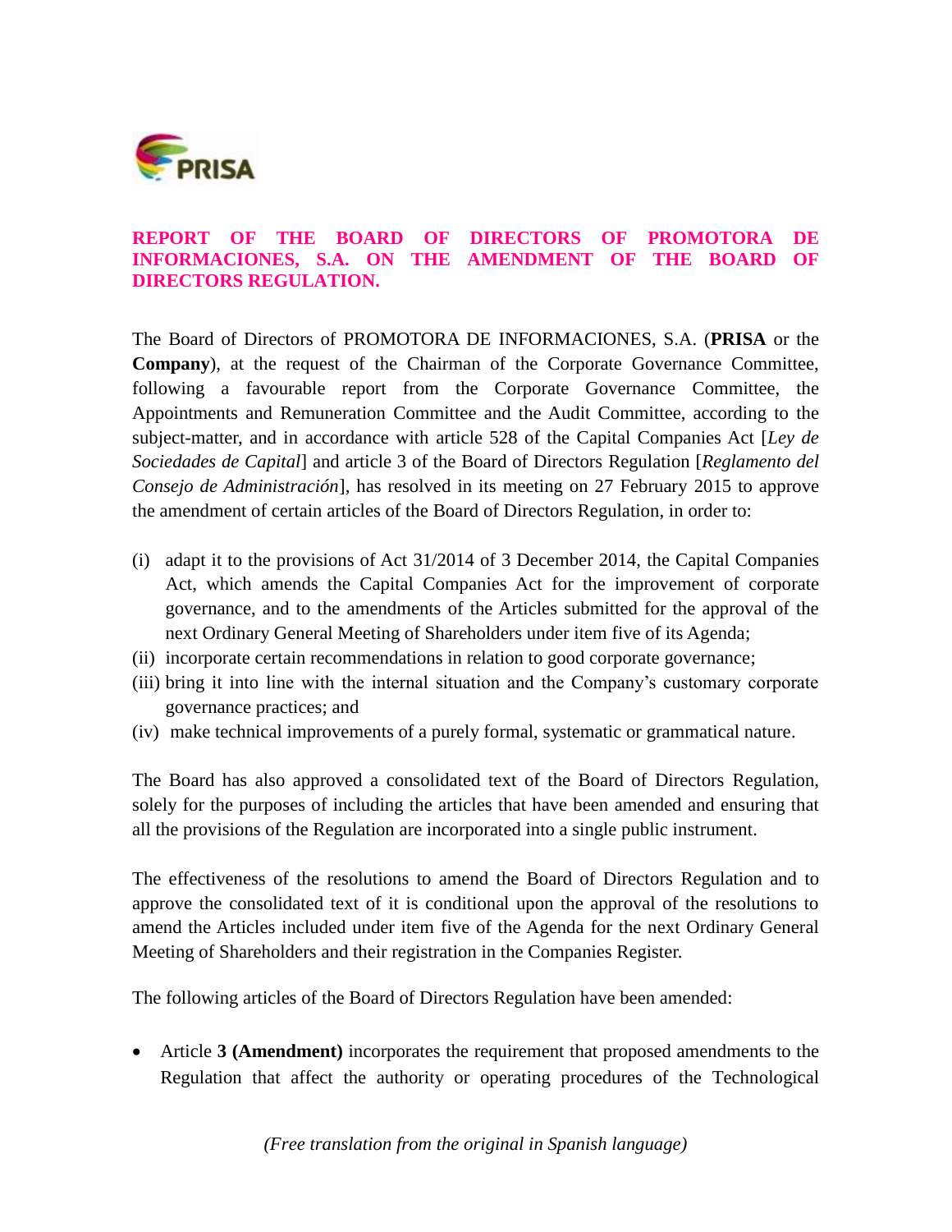# REPORT OF THE BOARD OF DIRECTORS OF PROMOTORA DE INFORMACIONES, S.A. ON THE AMENDMENT OF THE BOARD OF DIRECTORS REGULATION.

The Board of Directors of PROMOTORA DE INFORMACIONES, S.A. (**PRISA** or the **Company**), at the request of the Chairman of the Corporate Governance Committee, following a favourable report from the Corporate Governance Committee, the Appointments and Remuneration Committee and the Audit Committee, according to the subject-matter, and in accordance with article 528 of the Capital Companies Act [*Ley de Sociedades de Capital*] and article 3 of the Board of Directors Regulation [*Reglamento del Consejo de Administración*], has resolved in its meeting on 27 February 2015 to approve the amendment of certain articles of the Board of Directors Regulation, in order to:

(i) adapt it to the provisions of Act 31/2014 of 3 December 2014, the Capital Companies Act, which amends the Capital Companies Act for the improvement of corporate governance, and to the amendments of the Articles submitted for the approval of the next Ordinary General Meeting of Shareholders under item five of its Agenda;
(ii) incorporate certain recommendations in relation to good corporate governance;
(iii) bring it into line with the internal situation and the Company's customary corporate governance practices; and
(iv) make technical improvements of a purely formal, systematic or grammatical nature.

The Board has also approved a consolidated text of the Board of Directors Regulation, solely for the purposes of including the articles that have been amended and ensuring that all the provisions of the Regulation are incorporated into a single public instrument.

The effectiveness of the resolutions to amend the Board of Directors Regulation and to approve the consolidated text of it is conditional upon the approval of the resolutions to amend the Articles included under item five of the Agenda for the next Ordinary General Meeting of Shareholders and their registration in the Companies Register.

The following articles of the Board of Directors Regulation have been amended:

- Article **3 (Amendment)** incorporates the requirement that proposed amendments to the Regulation that affect the authority or operating procedures of the Technological

*(Free translation from the original in Spanish language)*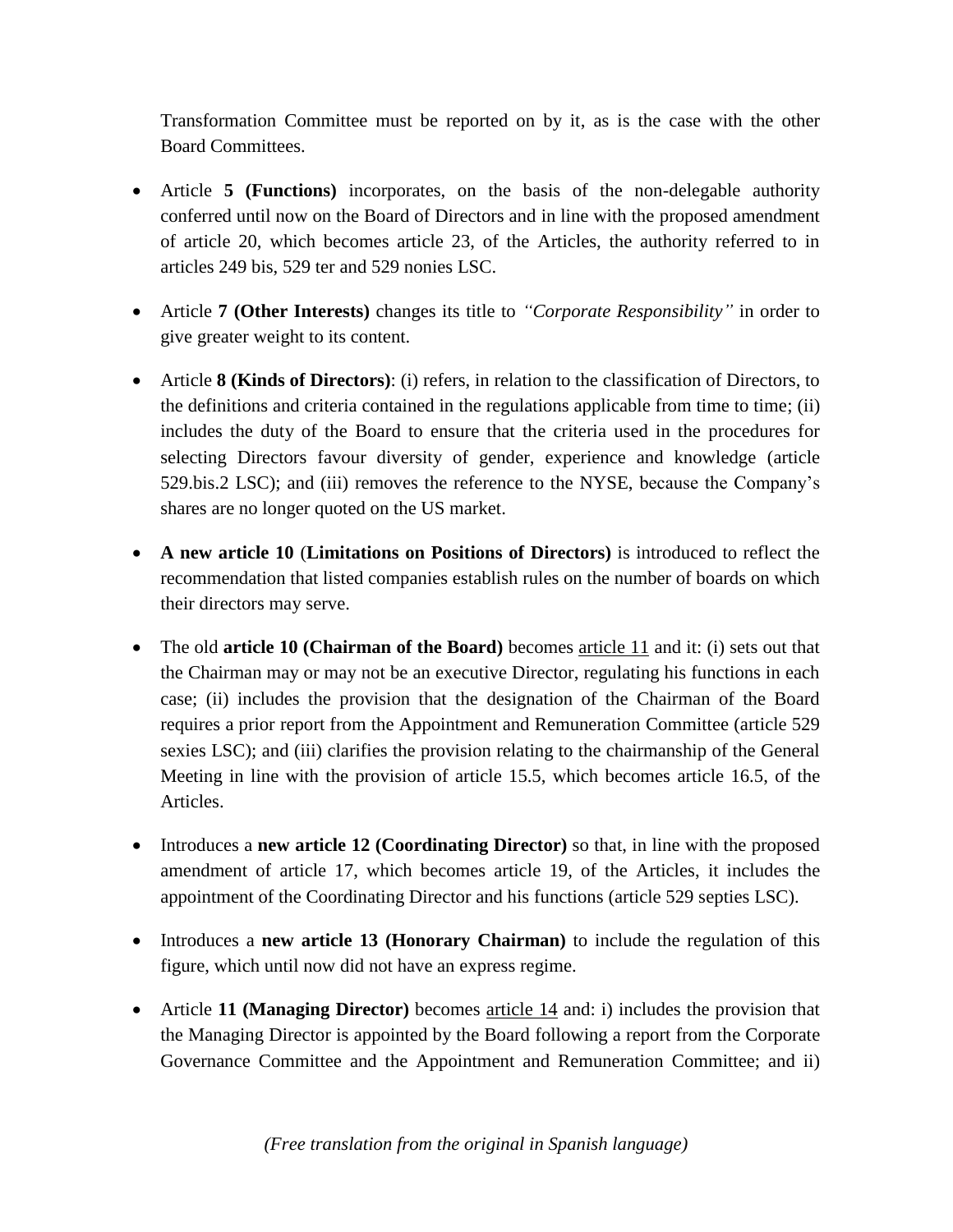Transformation Committee must be reported on by it, as is the case with the other Board Committees.

- Article **5 (Functions)** incorporates, on the basis of the non-delegable authority conferred until now on the Board of Directors and in line with the proposed amendment of article 20, which becomes article 23, of the Articles, the authority referred to in articles 249 bis, 529 ter and 529 nonies LSC.
- Article **7 (Other Interests)** changes its title to *"Corporate Responsibility"* in order to give greater weight to its content.
- Article **8 (Kinds of Directors)**: (i) refers, in relation to the classification of Directors, to the definitions and criteria contained in the regulations applicable from time to time; (ii) includes the duty of the Board to ensure that the criteria used in the procedures for selecting Directors favour diversity of gender, experience and knowledge (article 529.bis.2 LSC); and (iii) removes the reference to the NYSE, because the Company's shares are no longer quoted on the US market.
- **A new article 10** (**Limitations on Positions of Directors)** is introduced to reflect the recommendation that listed companies establish rules on the number of boards on which their directors may serve.
- The old **article 10 (Chairman of the Board)** becomes article 11 and it: (i) sets out that the Chairman may or may not be an executive Director, regulating his functions in each case; (ii) includes the provision that the designation of the Chairman of the Board requires a prior report from the Appointment and Remuneration Committee (article 529 sexies LSC); and (iii) clarifies the provision relating to the chairmanship of the General Meeting in line with the provision of article 15.5, which becomes article 16.5, of the Articles.
- Introduces a **new article 12 (Coordinating Director)** so that, in line with the proposed amendment of article 17, which becomes article 19, of the Articles, it includes the appointment of the Coordinating Director and his functions (article 529 septies LSC).
- Introduces a **new article 13 (Honorary Chairman)** to include the regulation of this figure, which until now did not have an express regime.
- Article **11 (Managing Director)** becomes article 14 and: i) includes the provision that the Managing Director is appointed by the Board following a report from the Corporate Governance Committee and the Appointment and Remuneration Committee; and ii)

*(Free translation from the original in Spanish language)*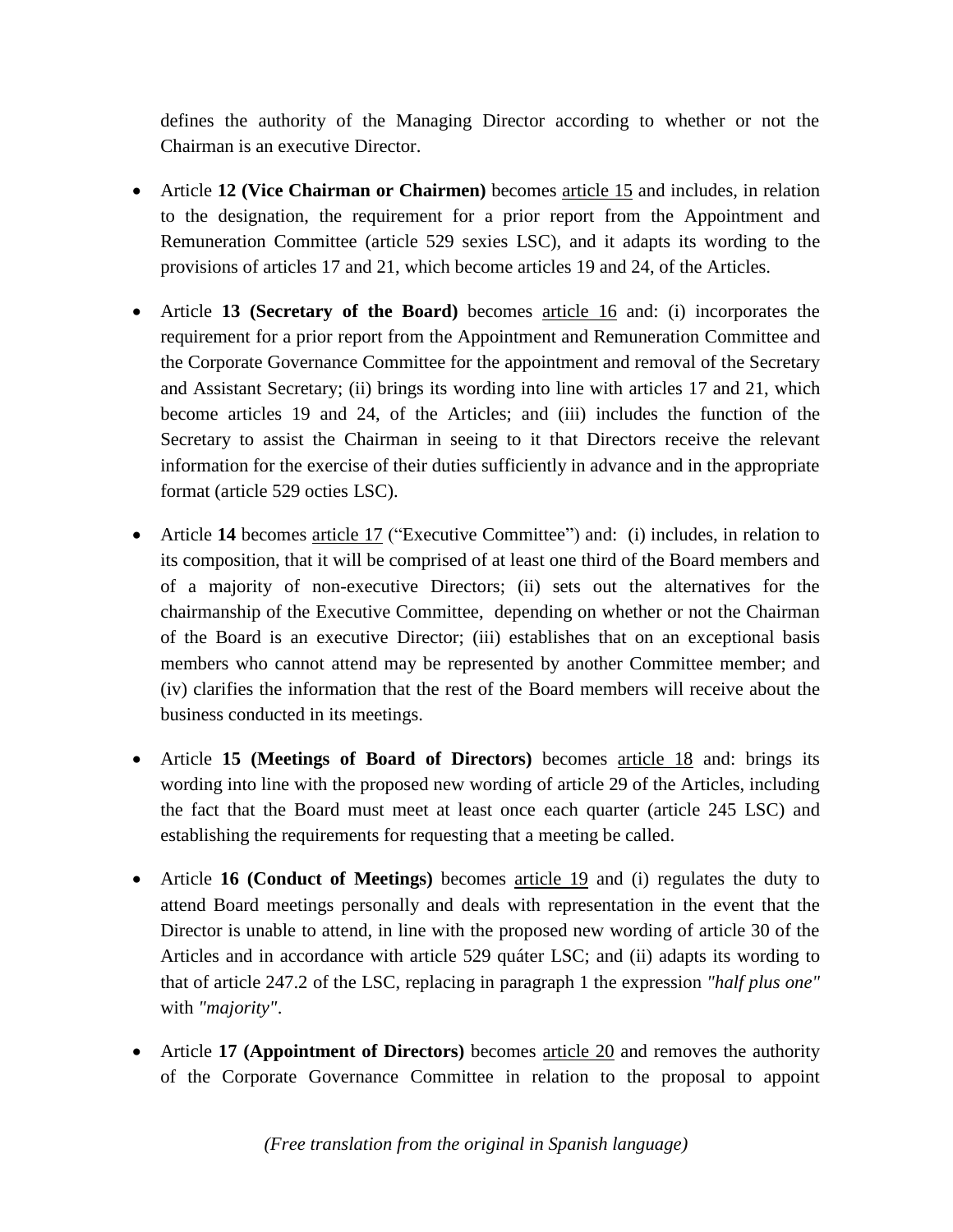defines the authority of the Managing Director according to whether or not the Chairman is an executive Director.

- Article **12 (Vice Chairman or Chairmen)** becomes article 15 and includes, in relation to the designation, the requirement for a prior report from the Appointment and Remuneration Committee (article 529 sexies LSC), and it adapts its wording to the provisions of articles 17 and 21, which become articles 19 and 24, of the Articles.

- Article **13 (Secretary of the Board)** becomes article 16 and: (i) incorporates the requirement for a prior report from the Appointment and Remuneration Committee and the Corporate Governance Committee for the appointment and removal of the Secretary and Assistant Secretary; (ii) brings its wording into line with articles 17 and 21, which become articles 19 and 24, of the Articles; and (iii) includes the function of the Secretary to assist the Chairman in seeing to it that Directors receive the relevant information for the exercise of their duties sufficiently in advance and in the appropriate format (article 529 octies LSC).

- Article **14** becomes article 17 ("Executive Committee") and: (i) includes, in relation to its composition, that it will be comprised of at least one third of the Board members and of a majority of non-executive Directors; (ii) sets out the alternatives for the chairmanship of the Executive Committee, depending on whether or not the Chairman of the Board is an executive Director; (iii) establishes that on an exceptional basis members who cannot attend may be represented by another Committee member; and (iv) clarifies the information that the rest of the Board members will receive about the business conducted in its meetings.

- Article **15 (Meetings of Board of Directors)** becomes article 18 and: brings its wording into line with the proposed new wording of article 29 of the Articles, including the fact that the Board must meet at least once each quarter (article 245 LSC) and establishing the requirements for requesting that a meeting be called.

- Article **16 (Conduct of Meetings)** becomes article 19 and (i) regulates the duty to attend Board meetings personally and deals with representation in the event that the Director is unable to attend, in line with the proposed new wording of article 30 of the Articles and in accordance with article 529 quáter LSC; and (ii) adapts its wording to that of article 247.2 of the LSC, replacing in paragraph 1 the expression *"half plus one"* with *"majority"*.

- Article **17 (Appointment of Directors)** becomes article 20 and removes the authority of the Corporate Governance Committee in relation to the proposal to appoint

*(Free translation from the original in Spanish language)*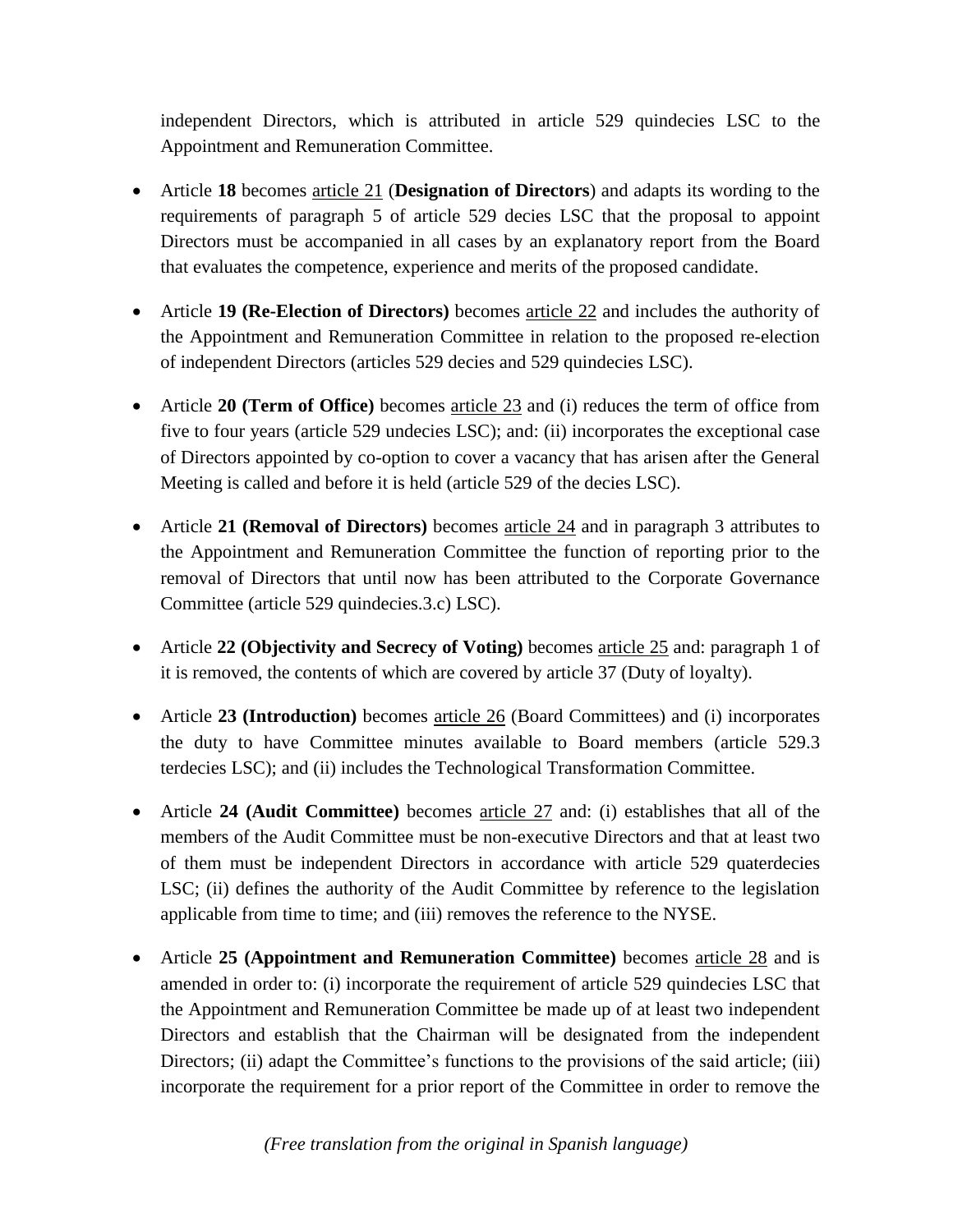independent Directors, which is attributed in article 529 quindecies LSC to the Appointment and Remuneration Committee.

- Article **18** becomes article 21 (**Designation of Directors**) and adapts its wording to the requirements of paragraph 5 of article 529 decies LSC that the proposal to appoint Directors must be accompanied in all cases by an explanatory report from the Board that evaluates the competence, experience and merits of the proposed candidate.

- Article **19 (Re-Election of Directors)** becomes article 22 and includes the authority of the Appointment and Remuneration Committee in relation to the proposed re-election of independent Directors (articles 529 decies and 529 quindecies LSC).

- Article **20 (Term of Office)** becomes article 23 and (i) reduces the term of office from five to four years (article 529 undecies LSC); and: (ii) incorporates the exceptional case of Directors appointed by co-option to cover a vacancy that has arisen after the General Meeting is called and before it is held (article 529 of the decies LSC).

- Article **21 (Removal of Directors)** becomes article 24 and in paragraph 3 attributes to the Appointment and Remuneration Committee the function of reporting prior to the removal of Directors that until now has been attributed to the Corporate Governance Committee (article 529 quindecies.3.c) LSC).

- Article **22 (Objectivity and Secrecy of Voting)** becomes article 25 and: paragraph 1 of it is removed, the contents of which are covered by article 37 (Duty of loyalty).

- Article **23 (Introduction)** becomes article 26 (Board Committees) and (i) incorporates the duty to have Committee minutes available to Board members (article 529.3 terdecies LSC); and (ii) includes the Technological Transformation Committee.

- Article **24 (Audit Committee)** becomes article 27 and: (i) establishes that all of the members of the Audit Committee must be non-executive Directors and that at least two of them must be independent Directors in accordance with article 529 quaterdecies LSC; (ii) defines the authority of the Audit Committee by reference to the legislation applicable from time to time; and (iii) removes the reference to the NYSE.

- Article **25 (Appointment and Remuneration Committee)** becomes article 28 and is amended in order to: (i) incorporate the requirement of article 529 quindecies LSC that the Appointment and Remuneration Committee be made up of at least two independent Directors and establish that the Chairman will be designated from the independent Directors; (ii) adapt the Committee's functions to the provisions of the said article; (iii) incorporate the requirement for a prior report of the Committee in order to remove the

*(Free translation from the original in Spanish language)*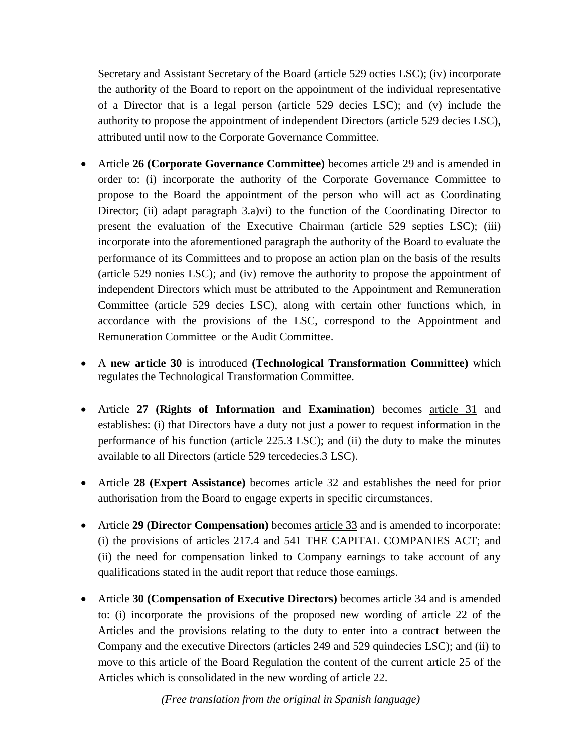Secretary and Assistant Secretary of the Board (article 529 octies LSC); (iv) incorporate the authority of the Board to report on the appointment of the individual representative of a Director that is a legal person (article 529 decies LSC); and (v) include the authority to propose the appointment of independent Directors (article 529 decies LSC), attributed until now to the Corporate Governance Committee.

- Article **26 (Corporate Governance Committee)** becomes article 29 and is amended in order to: (i) incorporate the authority of the Corporate Governance Committee to propose to the Board the appointment of the person who will act as Coordinating Director; (ii) adapt paragraph 3.a)vi) to the function of the Coordinating Director to present the evaluation of the Executive Chairman (article 529 septies LSC); (iii) incorporate into the aforementioned paragraph the authority of the Board to evaluate the performance of its Committees and to propose an action plan on the basis of the results (article 529 nonies LSC); and (iv) remove the authority to propose the appointment of independent Directors which must be attributed to the Appointment and Remuneration Committee (article 529 decies LSC), along with certain other functions which, in accordance with the provisions of the LSC, correspond to the Appointment and Remuneration Committee or the Audit Committee.

- A **new article 30** is introduced **(Technological Transformation Committee)** which regulates the Technological Transformation Committee.

- Article **27 (Rights of Information and Examination)** becomes article 31 and establishes: (i) that Directors have a duty not just a power to request information in the performance of his function (article 225.3 LSC); and (ii) the duty to make the minutes available to all Directors (article 529 tercedecies.3 LSC).

- Article **28 (Expert Assistance)** becomes article 32 and establishes the need for prior authorisation from the Board to engage experts in specific circumstances.

- Article **29 (Director Compensation)** becomes article 33 and is amended to incorporate: (i) the provisions of articles 217.4 and 541 THE CAPITAL COMPANIES ACT; and (ii) the need for compensation linked to Company earnings to take account of any qualifications stated in the audit report that reduce those earnings.

- Article **30 (Compensation of Executive Directors)** becomes article 34 and is amended to: (i) incorporate the provisions of the proposed new wording of article 22 of the Articles and the provisions relating to the duty to enter into a contract between the Company and the executive Directors (articles 249 and 529 quindecies LSC); and (ii) to move to this article of the Board Regulation the content of the current article 25 of the Articles which is consolidated in the new wording of article 22.

*(Free translation from the original in Spanish language)*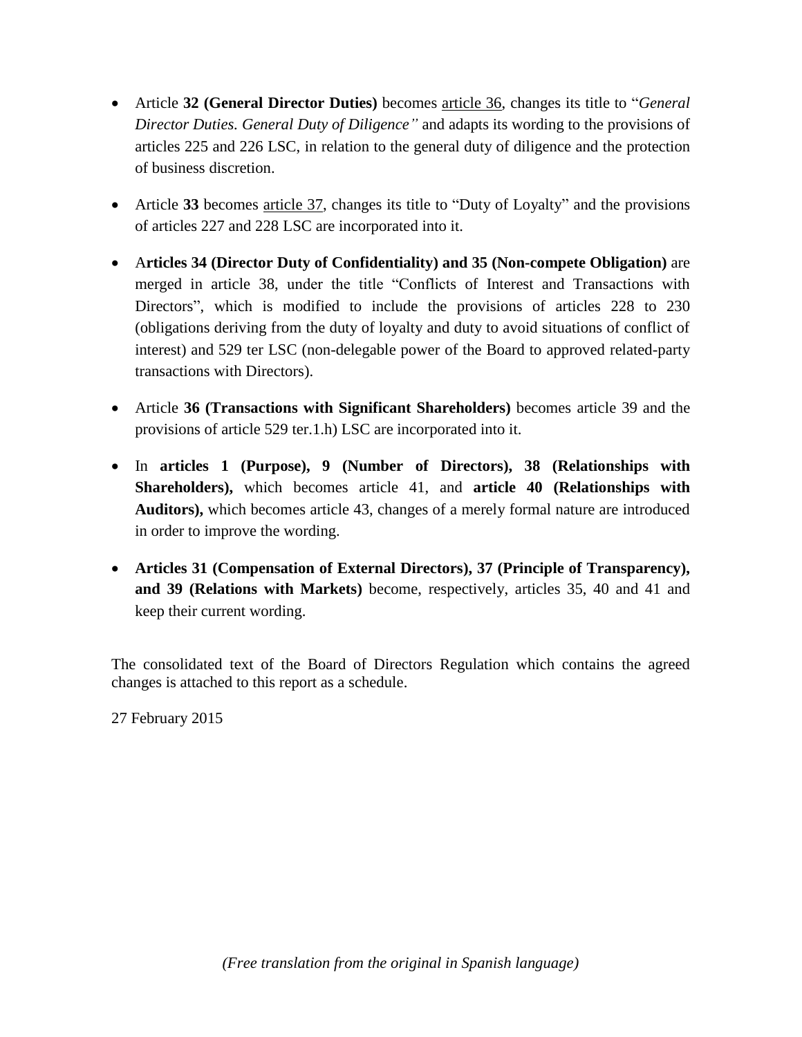- Article **32 (General Director Duties)** becomes article 36, changes its title to "*General Director Duties. General Duty of Diligence"* and adapts its wording to the provisions of articles 225 and 226 LSC, in relation to the general duty of diligence and the protection of business discretion.

- Article **33** becomes article 37, changes its title to "Duty of Loyalty" and the provisions of articles 227 and 228 LSC are incorporated into it.

- A**rticles 34 (Director Duty of Confidentiality) and 35 (Non-compete Obligation)** are merged in article 38, under the title "Conflicts of Interest and Transactions with Directors", which is modified to include the provisions of articles 228 to 230 (obligations deriving from the duty of loyalty and duty to avoid situations of conflict of interest) and 529 ter LSC (non-delegable power of the Board to approved related-party transactions with Directors).

- Article **36 (Transactions with Significant Shareholders)** becomes article 39 and the provisions of article 529 ter.1.h) LSC are incorporated into it.

- In **articles 1 (Purpose), 9 (Number of Directors), 38 (Relationships with Shareholders),** which becomes article 41, and **article 40 (Relationships with Auditors),** which becomes article 43, changes of a merely formal nature are introduced in order to improve the wording.

- **Articles 31 (Compensation of External Directors), 37 (Principle of Transparency), and 39 (Relations with Markets)** become, respectively, articles 35, 40 and 41 and keep their current wording.

The consolidated text of the Board of Directors Regulation which contains the agreed changes is attached to this report as a schedule.

27 February 2015

*(Free translation from the original in Spanish language)*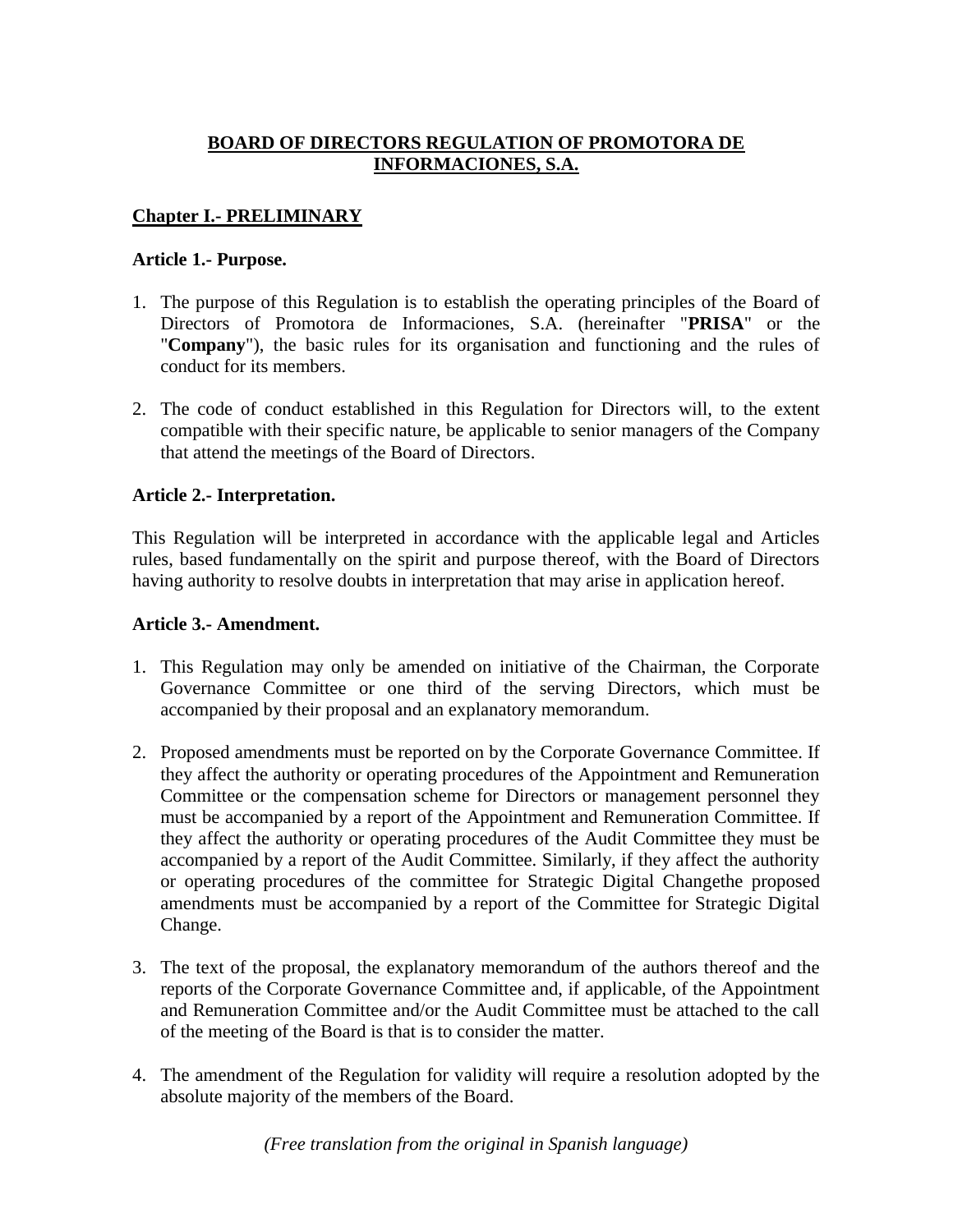# BOARD OF DIRECTORS REGULATION OF PROMOTORA DE INFORMACIONES, S.A.

## Chapter I.- PRELIMINARY

### Article 1.- Purpose.

1. The purpose of this Regulation is to establish the operating principles of the Board of Directors of Promotora de Informaciones, S.A. (hereinafter "**PRISA**" or the "**Company**"), the basic rules for its organisation and functioning and the rules of conduct for its members.

2. The code of conduct established in this Regulation for Directors will, to the extent compatible with their specific nature, be applicable to senior managers of the Company that attend the meetings of the Board of Directors.

### Article 2.- Interpretation.

This Regulation will be interpreted in accordance with the applicable legal and Articles rules, based fundamentally on the spirit and purpose thereof, with the Board of Directors having authority to resolve doubts in interpretation that may arise in application hereof.

### Article 3.- Amendment.

1. This Regulation may only be amended on initiative of the Chairman, the Corporate Governance Committee or one third of the serving Directors, which must be accompanied by their proposal and an explanatory memorandum.

2. Proposed amendments must be reported on by the Corporate Governance Committee. If they affect the authority or operating procedures of the Appointment and Remuneration Committee or the compensation scheme for Directors or management personnel they must be accompanied by a report of the Appointment and Remuneration Committee. If they affect the authority or operating procedures of the Audit Committee they must be accompanied by a report of the Audit Committee. Similarly, if they affect the authority or operating procedures of the committee for Strategic Digital Changethe proposed amendments must be accompanied by a report of the Committee for Strategic Digital Change.

3. The text of the proposal, the explanatory memorandum of the authors thereof and the reports of the Corporate Governance Committee and, if applicable, of the Appointment and Remuneration Committee and/or the Audit Committee must be attached to the call of the meeting of the Board is that is to consider the matter.

4. The amendment of the Regulation for validity will require a resolution adopted by the absolute majority of the members of the Board.

*(Free translation from the original in Spanish language)*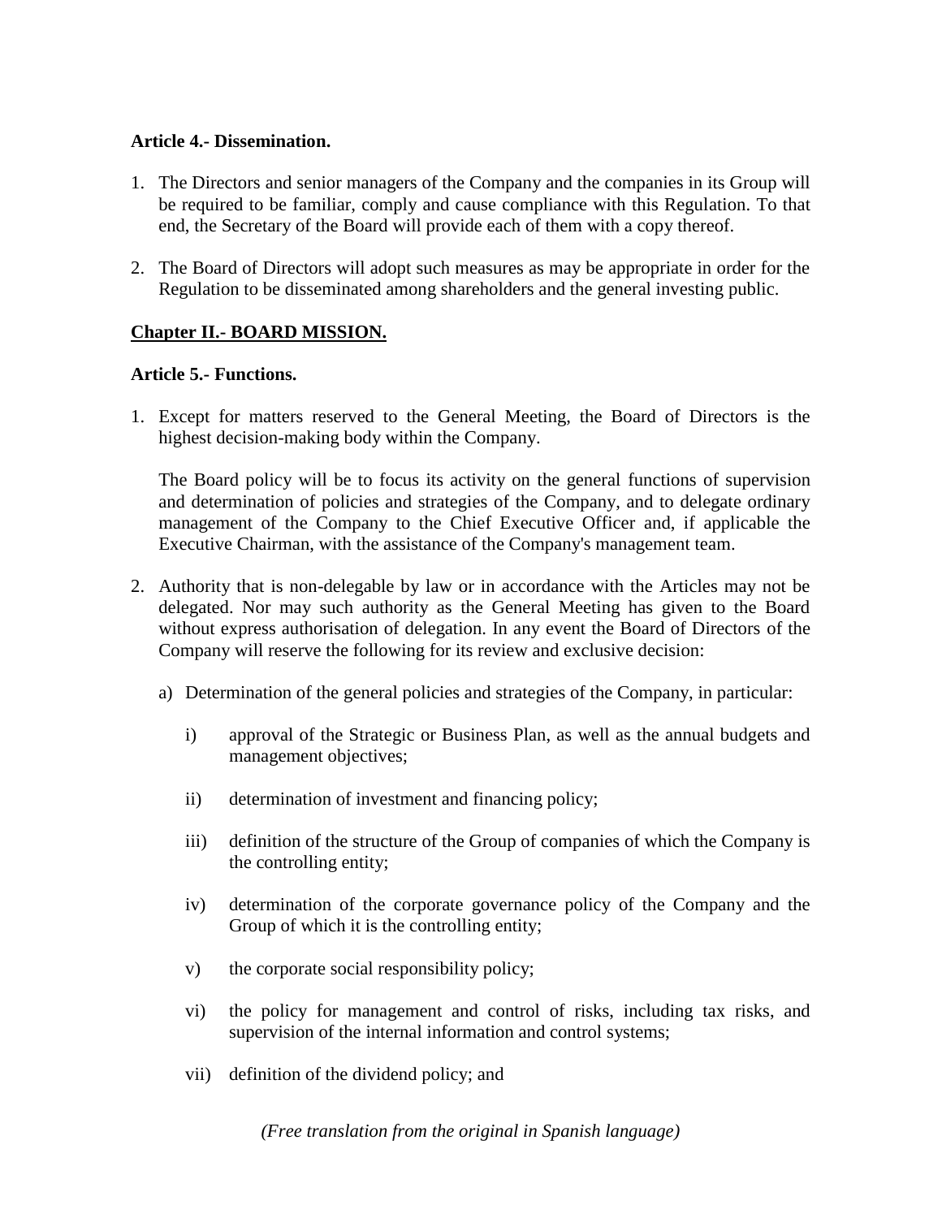**Article 4.- Dissemination.**

1. The Directors and senior managers of the Company and the companies in its Group will be required to be familiar, comply and cause compliance with this Regulation. To that end, the Secretary of the Board will provide each of them with a copy thereof.

2. The Board of Directors will adopt such measures as may be appropriate in order for the Regulation to be disseminated among shareholders and the general investing public.

## Chapter II.- BOARD MISSION.

**Article 5.- Functions.**

1. Except for matters reserved to the General Meeting, the Board of Directors is the highest decision-making body within the Company.

   The Board policy will be to focus its activity on the general functions of supervision and determination of policies and strategies of the Company, and to delegate ordinary management of the Company to the Chief Executive Officer and, if applicable the Executive Chairman, with the assistance of the Company's management team.

2. Authority that is non-delegable by law or in accordance with the Articles may not be delegated. Nor may such authority as the General Meeting has given to the Board without express authorisation of delegation. In any event the Board of Directors of the Company will reserve the following for its review and exclusive decision:

   a) Determination of the general policies and strategies of the Company, in particular:

      i) approval of the Strategic or Business Plan, as well as the annual budgets and management objectives;

      ii) determination of investment and financing policy;

      iii) definition of the structure of the Group of companies of which the Company is the controlling entity;

      iv) determination of the corporate governance policy of the Company and the Group of which it is the controlling entity;

      v) the corporate social responsibility policy;

      vi) the policy for management and control of risks, including tax risks, and supervision of the internal information and control systems;

      vii) definition of the dividend policy; and

*(Free translation from the original in Spanish language)*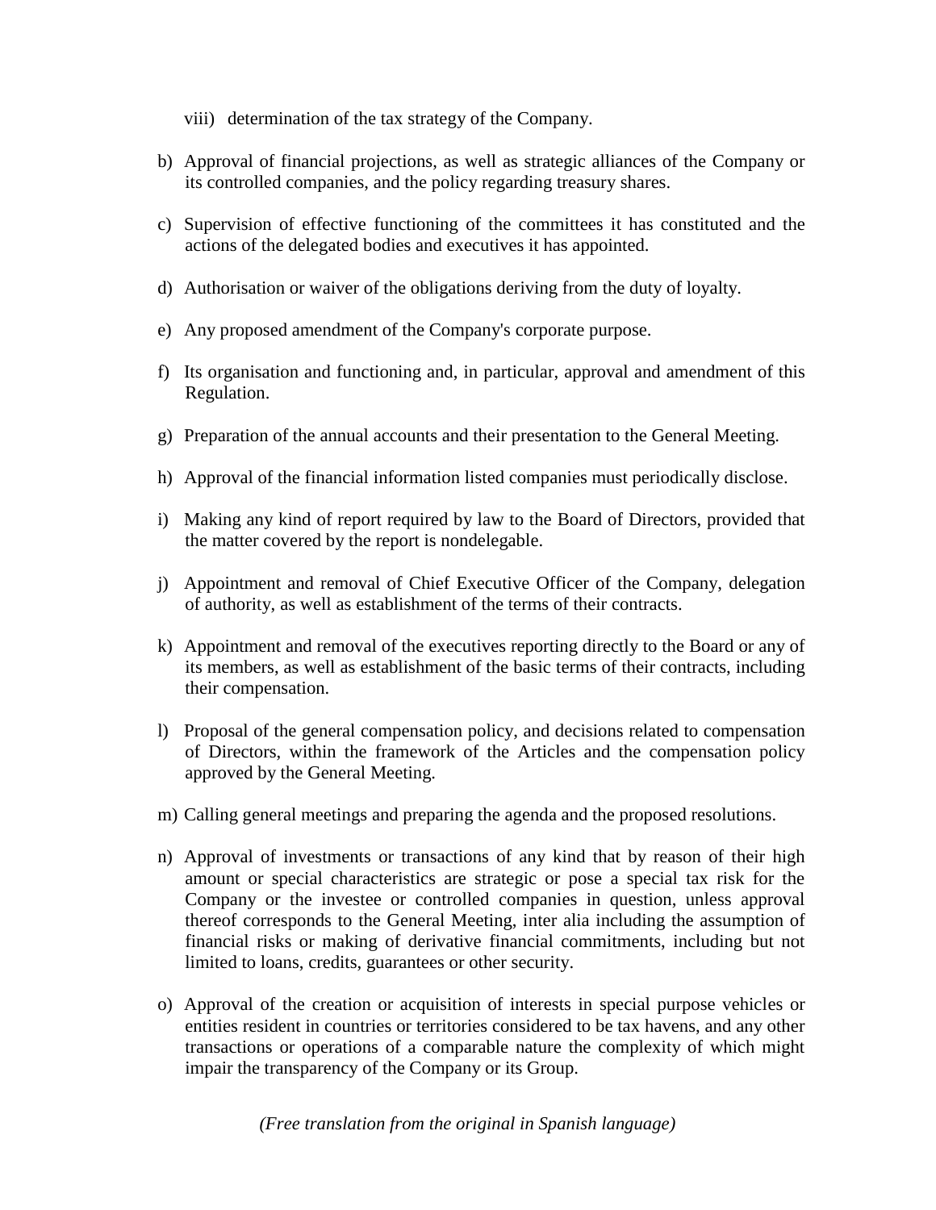viii) determination of the tax strategy of the Company.

b) Approval of financial projections, as well as strategic alliances of the Company or its controlled companies, and the policy regarding treasury shares.

c) Supervision of effective functioning of the committees it has constituted and the actions of the delegated bodies and executives it has appointed.

d) Authorisation or waiver of the obligations deriving from the duty of loyalty.

e) Any proposed amendment of the Company's corporate purpose.

f) Its organisation and functioning and, in particular, approval and amendment of this Regulation.

g) Preparation of the annual accounts and their presentation to the General Meeting.

h) Approval of the financial information listed companies must periodically disclose.

i) Making any kind of report required by law to the Board of Directors, provided that the matter covered by the report is nondelegable.

j) Appointment and removal of Chief Executive Officer of the Company, delegation of authority, as well as establishment of the terms of their contracts.

k) Appointment and removal of the executives reporting directly to the Board or any of its members, as well as establishment of the basic terms of their contracts, including their compensation.

l) Proposal of the general compensation policy, and decisions related to compensation of Directors, within the framework of the Articles and the compensation policy approved by the General Meeting.

m) Calling general meetings and preparing the agenda and the proposed resolutions.

n) Approval of investments or transactions of any kind that by reason of their high amount or special characteristics are strategic or pose a special tax risk for the Company or the investee or controlled companies in question, unless approval thereof corresponds to the General Meeting, inter alia including the assumption of financial risks or making of derivative financial commitments, including but not limited to loans, credits, guarantees or other security.

o) Approval of the creation or acquisition of interests in special purpose vehicles or entities resident in countries or territories considered to be tax havens, and any other transactions or operations of a comparable nature the complexity of which might impair the transparency of the Company or its Group.

*(Free translation from the original in Spanish language)*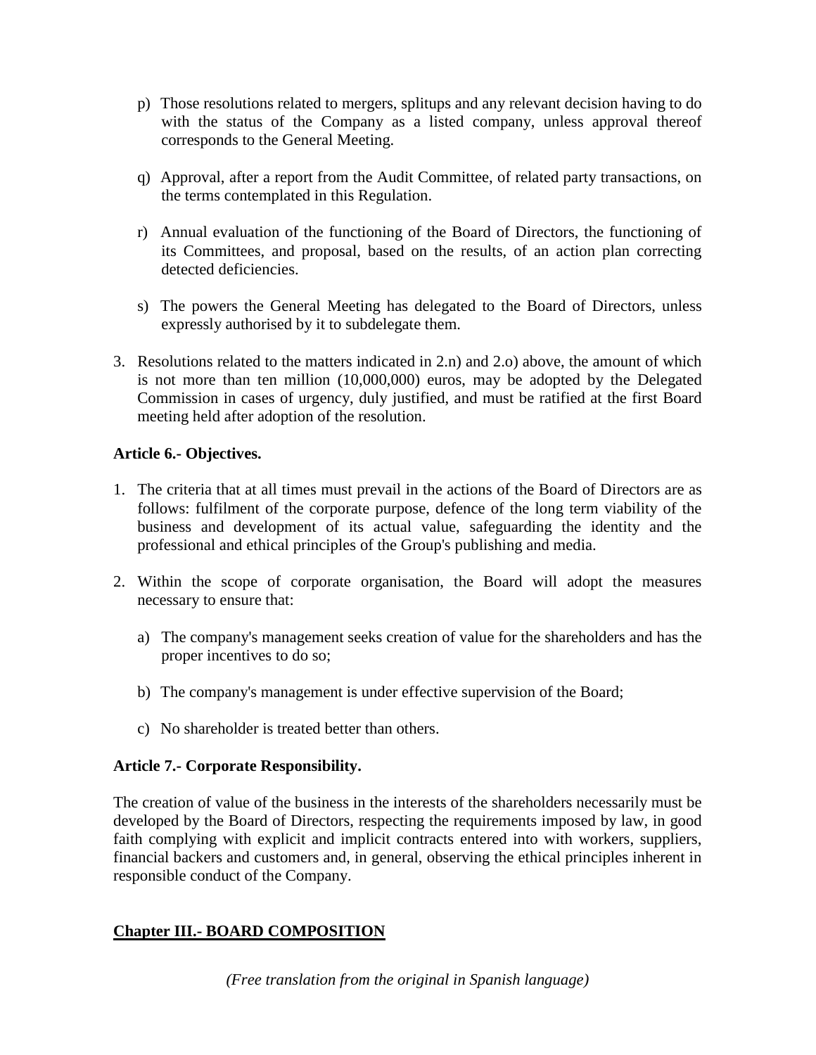p) Those resolutions related to mergers, splitups and any relevant decision having to do with the status of the Company as a listed company, unless approval thereof corresponds to the General Meeting.

q) Approval, after a report from the Audit Committee, of related party transactions, on the terms contemplated in this Regulation.

r) Annual evaluation of the functioning of the Board of Directors, the functioning of its Committees, and proposal, based on the results, of an action plan correcting detected deficiencies.

s) The powers the General Meeting has delegated to the Board of Directors, unless expressly authorised by it to subdelegate them.

3. Resolutions related to the matters indicated in 2.n) and 2.o) above, the amount of which is not more than ten million (10,000,000) euros, may be adopted by the Delegated Commission in cases of urgency, duly justified, and must be ratified at the first Board meeting held after adoption of the resolution.

**Article 6.- Objectives.**

1. The criteria that at all times must prevail in the actions of the Board of Directors are as follows: fulfilment of the corporate purpose, defence of the long term viability of the business and development of its actual value, safeguarding the identity and the professional and ethical principles of the Group's publishing and media.

2. Within the scope of corporate organisation, the Board will adopt the measures necessary to ensure that:

   a) The company's management seeks creation of value for the shareholders and has the proper incentives to do so;

   b) The company's management is under effective supervision of the Board;

   c) No shareholder is treated better than others.

**Article 7.- Corporate Responsibility.**

The creation of value of the business in the interests of the shareholders necessarily must be developed by the Board of Directors, respecting the requirements imposed by law, in good faith complying with explicit and implicit contracts entered into with workers, suppliers, financial backers and customers and, in general, observing the ethical principles inherent in responsible conduct of the Company.

**Chapter III.- BOARD COMPOSITION**

*(Free translation from the original in Spanish language)*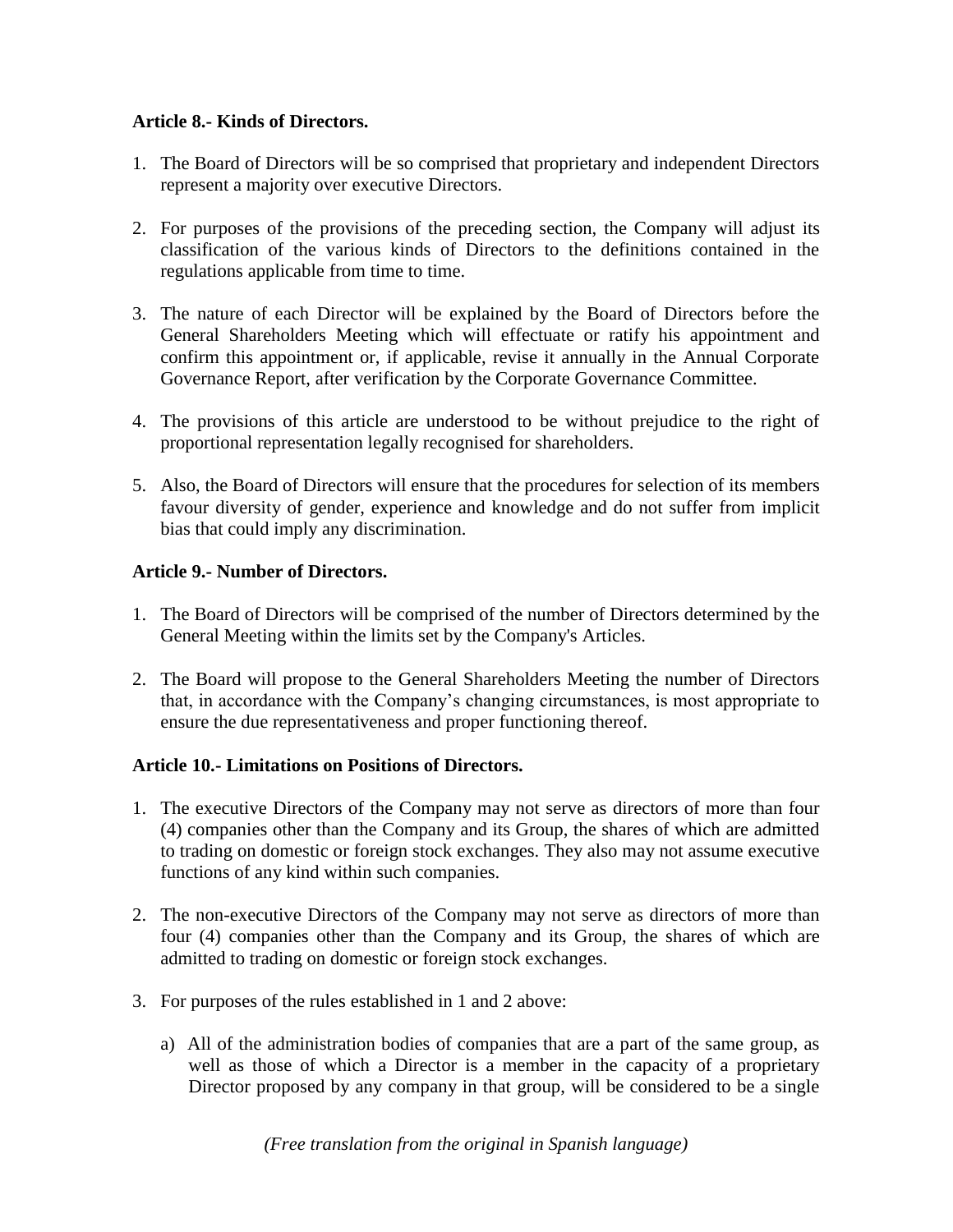**Article 8.- Kinds of Directors.**

1. The Board of Directors will be so comprised that proprietary and independent Directors represent a majority over executive Directors.

2. For purposes of the provisions of the preceding section, the Company will adjust its classification of the various kinds of Directors to the definitions contained in the regulations applicable from time to time.

3. The nature of each Director will be explained by the Board of Directors before the General Shareholders Meeting which will effectuate or ratify his appointment and confirm this appointment or, if applicable, revise it annually in the Annual Corporate Governance Report, after verification by the Corporate Governance Committee.

4. The provisions of this article are understood to be without prejudice to the right of proportional representation legally recognised for shareholders.

5. Also, the Board of Directors will ensure that the procedures for selection of its members favour diversity of gender, experience and knowledge and do not suffer from implicit bias that could imply any discrimination.

**Article 9.- Number of Directors.**

1. The Board of Directors will be comprised of the number of Directors determined by the General Meeting within the limits set by the Company's Articles.

2. The Board will propose to the General Shareholders Meeting the number of Directors that, in accordance with the Company's changing circumstances, is most appropriate to ensure the due representativeness and proper functioning thereof.

**Article 10.- Limitations on Positions of Directors.**

1. The executive Directors of the Company may not serve as directors of more than four (4) companies other than the Company and its Group, the shares of which are admitted to trading on domestic or foreign stock exchanges. They also may not assume executive functions of any kind within such companies.

2. The non-executive Directors of the Company may not serve as directors of more than four (4) companies other than the Company and its Group, the shares of which are admitted to trading on domestic or foreign stock exchanges.

3. For purposes of the rules established in 1 and 2 above:

   a) All of the administration bodies of companies that are a part of the same group, as well as those of which a Director is a member in the capacity of a proprietary Director proposed by any company in that group, will be considered to be a single

*(Free translation from the original in Spanish language)*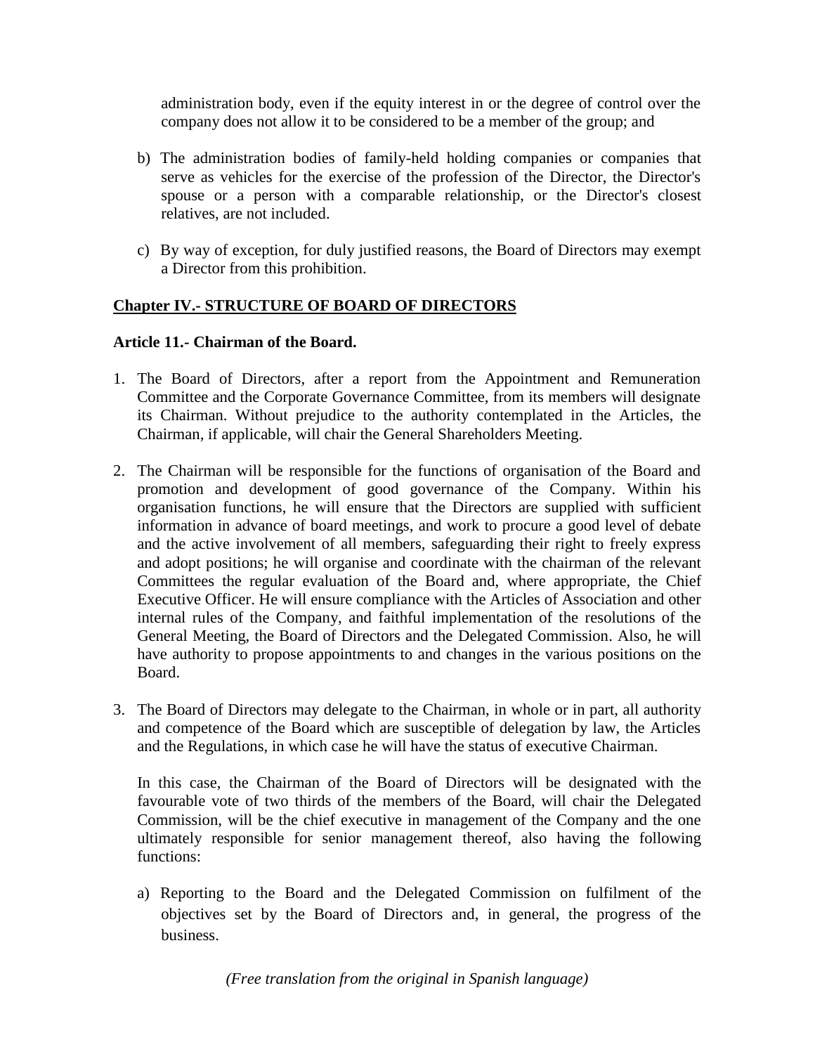administration body, even if the equity interest in or the degree of control over the company does not allow it to be considered to be a member of the group; and

b) The administration bodies of family-held holding companies or companies that serve as vehicles for the exercise of the profession of the Director, the Director's spouse or a person with a comparable relationship, or the Director's closest relatives, are not included.

c) By way of exception, for duly justified reasons, the Board of Directors may exempt a Director from this prohibition.

## Chapter IV.- STRUCTURE OF BOARD OF DIRECTORS

### Article 11.- Chairman of the Board.

1. The Board of Directors, after a report from the Appointment and Remuneration Committee and the Corporate Governance Committee, from its members will designate its Chairman. Without prejudice to the authority contemplated in the Articles, the Chairman, if applicable, will chair the General Shareholders Meeting.

2. The Chairman will be responsible for the functions of organisation of the Board and promotion and development of good governance of the Company. Within his organisation functions, he will ensure that the Directors are supplied with sufficient information in advance of board meetings, and work to procure a good level of debate and the active involvement of all members, safeguarding their right to freely express and adopt positions; he will organise and coordinate with the chairman of the relevant Committees the regular evaluation of the Board and, where appropriate, the Chief Executive Officer. He will ensure compliance with the Articles of Association and other internal rules of the Company, and faithful implementation of the resolutions of the General Meeting, the Board of Directors and the Delegated Commission. Also, he will have authority to propose appointments to and changes in the various positions on the Board.

3. The Board of Directors may delegate to the Chairman, in whole or in part, all authority and competence of the Board which are susceptible of delegation by law, the Articles and the Regulations, in which case he will have the status of executive Chairman.

   In this case, the Chairman of the Board of Directors will be designated with the favourable vote of two thirds of the members of the Board, will chair the Delegated Commission, will be the chief executive in management of the Company and the one ultimately responsible for senior management thereof, also having the following functions:

   a) Reporting to the Board and the Delegated Commission on fulfilment of the objectives set by the Board of Directors and, in general, the progress of the business.

*(Free translation from the original in Spanish language)*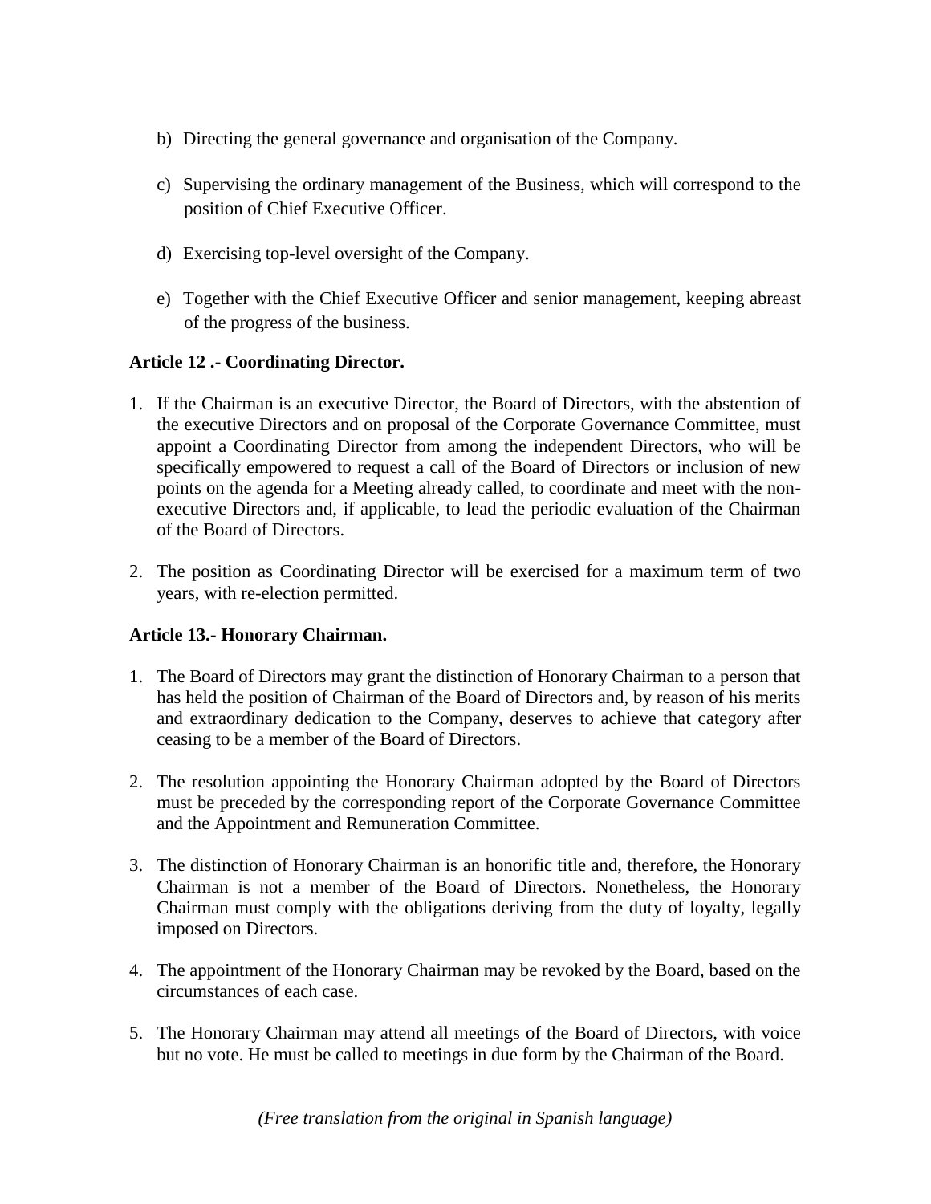b) Directing the general governance and organisation of the Company.

c) Supervising the ordinary management of the Business, which will correspond to the position of Chief Executive Officer.

d) Exercising top-level oversight of the Company.

e) Together with the Chief Executive Officer and senior management, keeping abreast of the progress of the business.

**Article 12 .- Coordinating Director.**

1. If the Chairman is an executive Director, the Board of Directors, with the abstention of the executive Directors and on proposal of the Corporate Governance Committee, must appoint a Coordinating Director from among the independent Directors, who will be specifically empowered to request a call of the Board of Directors or inclusion of new points on the agenda for a Meeting already called, to coordinate and meet with the non-executive Directors and, if applicable, to lead the periodic evaluation of the Chairman of the Board of Directors.

2. The position as Coordinating Director will be exercised for a maximum term of two years, with re-election permitted.

**Article 13.- Honorary Chairman.**

1. The Board of Directors may grant the distinction of Honorary Chairman to a person that has held the position of Chairman of the Board of Directors and, by reason of his merits and extraordinary dedication to the Company, deserves to achieve that category after ceasing to be a member of the Board of Directors.

2. The resolution appointing the Honorary Chairman adopted by the Board of Directors must be preceded by the corresponding report of the Corporate Governance Committee and the Appointment and Remuneration Committee.

3. The distinction of Honorary Chairman is an honorific title and, therefore, the Honorary Chairman is not a member of the Board of Directors. Nonetheless, the Honorary Chairman must comply with the obligations deriving from the duty of loyalty, legally imposed on Directors.

4. The appointment of the Honorary Chairman may be revoked by the Board, based on the circumstances of each case.

5. The Honorary Chairman may attend all meetings of the Board of Directors, with voice but no vote. He must be called to meetings in due form by the Chairman of the Board.

*(Free translation from the original in Spanish language)*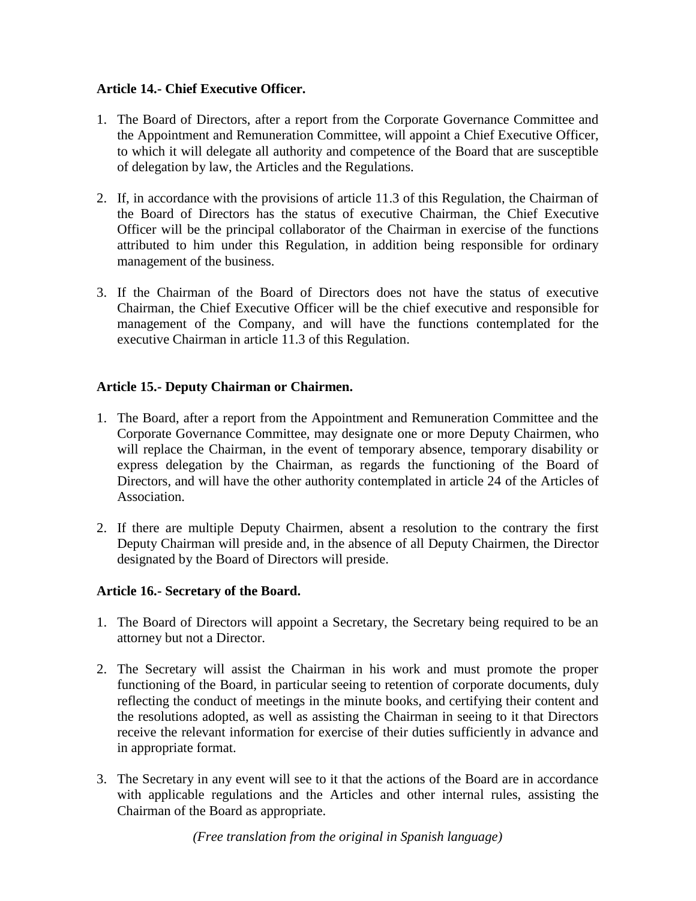### Article 14.- Chief Executive Officer.

1. The Board of Directors, after a report from the Corporate Governance Committee and the Appointment and Remuneration Committee, will appoint a Chief Executive Officer, to which it will delegate all authority and competence of the Board that are susceptible of delegation by law, the Articles and the Regulations.

2. If, in accordance with the provisions of article 11.3 of this Regulation, the Chairman of the Board of Directors has the status of executive Chairman, the Chief Executive Officer will be the principal collaborator of the Chairman in exercise of the functions attributed to him under this Regulation, in addition being responsible for ordinary management of the business.

3. If the Chairman of the Board of Directors does not have the status of executive Chairman, the Chief Executive Officer will be the chief executive and responsible for management of the Company, and will have the functions contemplated for the executive Chairman in article 11.3 of this Regulation.

### Article 15.- Deputy Chairman or Chairmen.

1. The Board, after a report from the Appointment and Remuneration Committee and the Corporate Governance Committee, may designate one or more Deputy Chairmen, who will replace the Chairman, in the event of temporary absence, temporary disability or express delegation by the Chairman, as regards the functioning of the Board of Directors, and will have the other authority contemplated in article 24 of the Articles of Association.

2. If there are multiple Deputy Chairmen, absent a resolution to the contrary the first Deputy Chairman will preside and, in the absence of all Deputy Chairmen, the Director designated by the Board of Directors will preside.

### Article 16.- Secretary of the Board.

1. The Board of Directors will appoint a Secretary, the Secretary being required to be an attorney but not a Director.

2. The Secretary will assist the Chairman in his work and must promote the proper functioning of the Board, in particular seeing to retention of corporate documents, duly reflecting the conduct of meetings in the minute books, and certifying their content and the resolutions adopted, as well as assisting the Chairman in seeing to it that Directors receive the relevant information for exercise of their duties sufficiently in advance and in appropriate format.

3. The Secretary in any event will see to it that the actions of the Board are in accordance with applicable regulations and the Articles and other internal rules, assisting the Chairman of the Board as appropriate.

*(Free translation from the original in Spanish language)*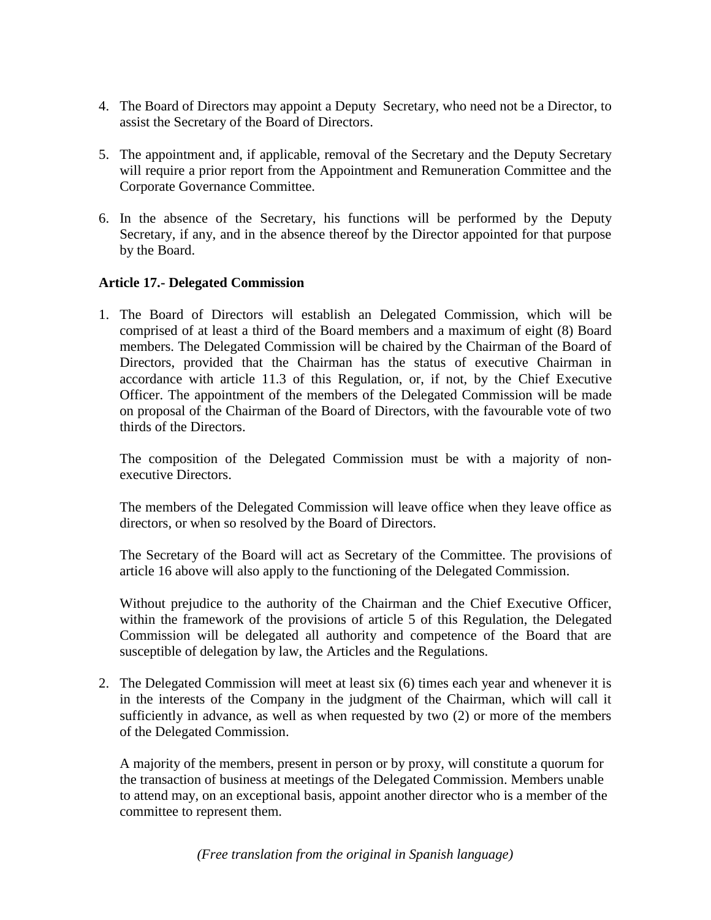4. The Board of Directors may appoint a Deputy Secretary, who need not be a Director, to assist the Secretary of the Board of Directors.

5. The appointment and, if applicable, removal of the Secretary and the Deputy Secretary will require a prior report from the Appointment and Remuneration Committee and the Corporate Governance Committee.

6. In the absence of the Secretary, his functions will be performed by the Deputy Secretary, if any, and in the absence thereof by the Director appointed for that purpose by the Board.

**Article 17.- Delegated Commission**

1. The Board of Directors will establish an Delegated Commission, which will be comprised of at least a third of the Board members and a maximum of eight (8) Board members. The Delegated Commission will be chaired by the Chairman of the Board of Directors, provided that the Chairman has the status of executive Chairman in accordance with article 11.3 of this Regulation, or, if not, by the Chief Executive Officer. The appointment of the members of the Delegated Commission will be made on proposal of the Chairman of the Board of Directors, with the favourable vote of two thirds of the Directors.

   The composition of the Delegated Commission must be with a majority of non-executive Directors.

   The members of the Delegated Commission will leave office when they leave office as directors, or when so resolved by the Board of Directors.

   The Secretary of the Board will act as Secretary of the Committee. The provisions of article 16 above will also apply to the functioning of the Delegated Commission.

   Without prejudice to the authority of the Chairman and the Chief Executive Officer, within the framework of the provisions of article 5 of this Regulation, the Delegated Commission will be delegated all authority and competence of the Board that are susceptible of delegation by law, the Articles and the Regulations.

2. The Delegated Commission will meet at least six (6) times each year and whenever it is in the interests of the Company in the judgment of the Chairman, which will call it sufficiently in advance, as well as when requested by two (2) or more of the members of the Delegated Commission.

   A majority of the members, present in person or by proxy, will constitute a quorum for the transaction of business at meetings of the Delegated Commission. Members unable to attend may, on an exceptional basis, appoint another director who is a member of the committee to represent them.

*(Free translation from the original in Spanish language)*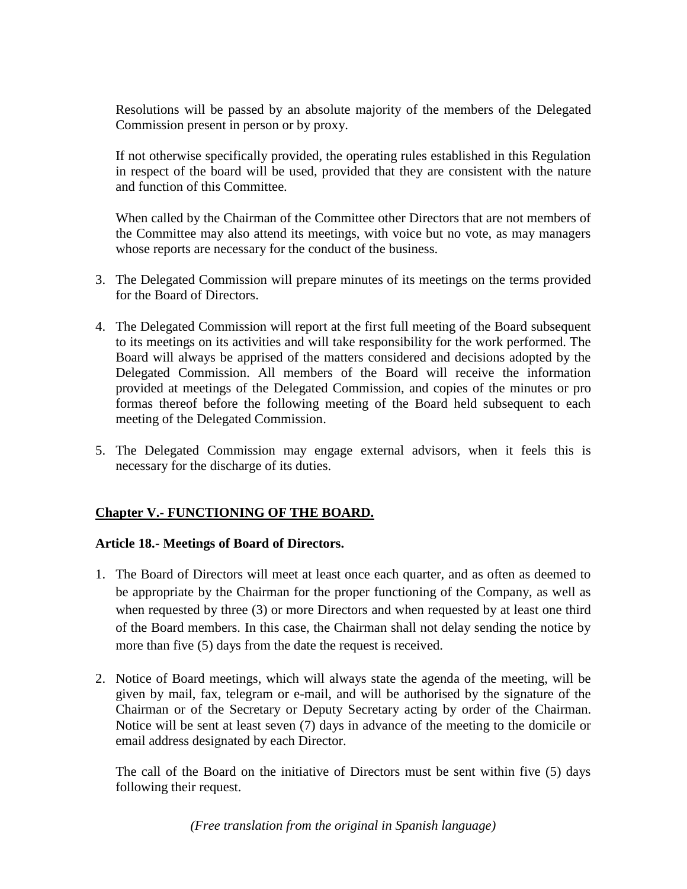Resolutions will be passed by an absolute majority of the members of the Delegated Commission present in person or by proxy.

If not otherwise specifically provided, the operating rules established in this Regulation in respect of the board will be used, provided that they are consistent with the nature and function of this Committee.

When called by the Chairman of the Committee other Directors that are not members of the Committee may also attend its meetings, with voice but no vote, as may managers whose reports are necessary for the conduct of the business.

3. The Delegated Commission will prepare minutes of its meetings on the terms provided for the Board of Directors.

4. The Delegated Commission will report at the first full meeting of the Board subsequent to its meetings on its activities and will take responsibility for the work performed. The Board will always be apprised of the matters considered and decisions adopted by the Delegated Commission. All members of the Board will receive the information provided at meetings of the Delegated Commission, and copies of the minutes or pro formas thereof before the following meeting of the Board held subsequent to each meeting of the Delegated Commission.

5. The Delegated Commission may engage external advisors, when it feels this is necessary for the discharge of its duties.

## Chapter V.- FUNCTIONING OF THE BOARD.

### Article 18.- Meetings of Board of Directors.

1. The Board of Directors will meet at least once each quarter, and as often as deemed to be appropriate by the Chairman for the proper functioning of the Company, as well as when requested by three (3) or more Directors and when requested by at least one third of the Board members. In this case, the Chairman shall not delay sending the notice by more than five (5) days from the date the request is received.

2. Notice of Board meetings, which will always state the agenda of the meeting, will be given by mail, fax, telegram or e-mail, and will be authorised by the signature of the Chairman or of the Secretary or Deputy Secretary acting by order of the Chairman. Notice will be sent at least seven (7) days in advance of the meeting to the domicile or email address designated by each Director.

   The call of the Board on the initiative of Directors must be sent within five (5) days following their request.

*(Free translation from the original in Spanish language)*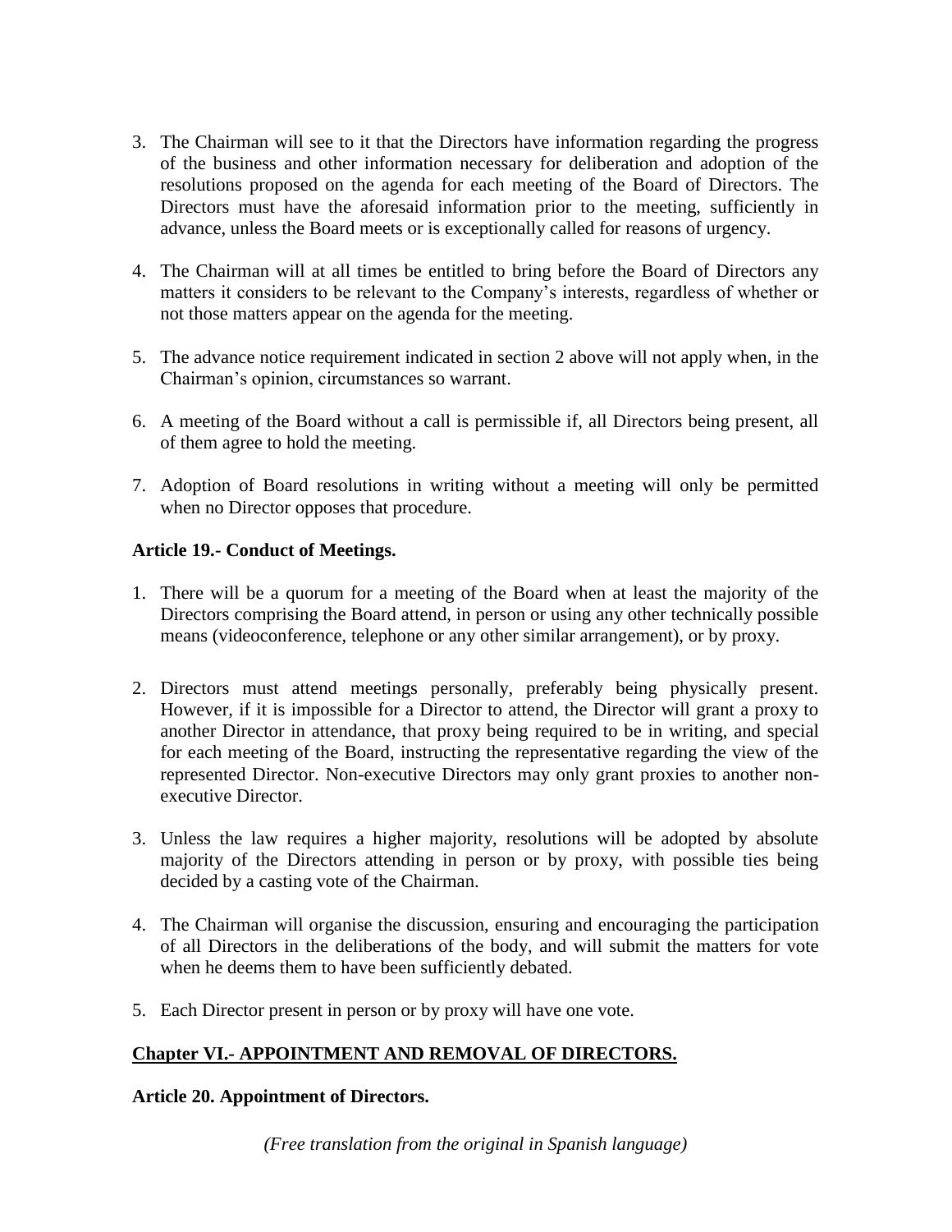3. The Chairman will see to it that the Directors have information regarding the progress of the business and other information necessary for deliberation and adoption of the resolutions proposed on the agenda for each meeting of the Board of Directors. The Directors must have the aforesaid information prior to the meeting, sufficiently in advance, unless the Board meets or is exceptionally called for reasons of urgency.

4. The Chairman will at all times be entitled to bring before the Board of Directors any matters it considers to be relevant to the Company's interests, regardless of whether or not those matters appear on the agenda for the meeting.

5. The advance notice requirement indicated in section 2 above will not apply when, in the Chairman's opinion, circumstances so warrant.

6. A meeting of the Board without a call is permissible if, all Directors being present, all of them agree to hold the meeting.

7. Adoption of Board resolutions in writing without a meeting will only be permitted when no Director opposes that procedure.

**Article 19.- Conduct of Meetings.**

1. There will be a quorum for a meeting of the Board when at least the majority of the Directors comprising the Board attend, in person or using any other technically possible means (videoconference, telephone or any other similar arrangement), or by proxy.

2. Directors must attend meetings personally, preferably being physically present. However, if it is impossible for a Director to attend, the Director will grant a proxy to another Director in attendance, that proxy being required to be in writing, and special for each meeting of the Board, instructing the representative regarding the view of the represented Director. Non-executive Directors may only grant proxies to another non-executive Director.

3. Unless the law requires a higher majority, resolutions will be adopted by absolute majority of the Directors attending in person or by proxy, with possible ties being decided by a casting vote of the Chairman.

4. The Chairman will organise the discussion, ensuring and encouraging the participation of all Directors in the deliberations of the body, and will submit the matters for vote when he deems them to have been sufficiently debated.

5. Each Director present in person or by proxy will have one vote.

## Chapter VI.- APPOINTMENT AND REMOVAL OF DIRECTORS.

**Article 20. Appointment of Directors.**

*(Free translation from the original in Spanish language)*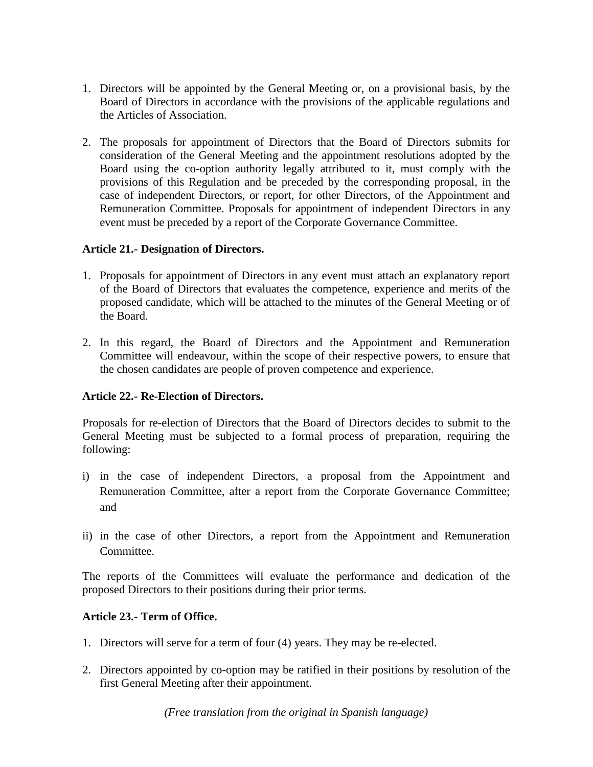1. Directors will be appointed by the General Meeting or, on a provisional basis, by the Board of Directors in accordance with the provisions of the applicable regulations and the Articles of Association.

2. The proposals for appointment of Directors that the Board of Directors submits for consideration of the General Meeting and the appointment resolutions adopted by the Board using the co-option authority legally attributed to it, must comply with the provisions of this Regulation and be preceded by the corresponding proposal, in the case of independent Directors, or report, for other Directors, of the Appointment and Remuneration Committee. Proposals for appointment of independent Directors in any event must be preceded by a report of the Corporate Governance Committee.

**Article 21.- Designation of Directors.**

1. Proposals for appointment of Directors in any event must attach an explanatory report of the Board of Directors that evaluates the competence, experience and merits of the proposed candidate, which will be attached to the minutes of the General Meeting or of the Board.

2. In this regard, the Board of Directors and the Appointment and Remuneration Committee will endeavour, within the scope of their respective powers, to ensure that the chosen candidates are people of proven competence and experience.

**Article 22.- Re-Election of Directors.**

Proposals for re-election of Directors that the Board of Directors decides to submit to the General Meeting must be subjected to a formal process of preparation, requiring the following:

i) in the case of independent Directors, a proposal from the Appointment and Remuneration Committee, after a report from the Corporate Governance Committee; and

ii) in the case of other Directors, a report from the Appointment and Remuneration Committee.

The reports of the Committees will evaluate the performance and dedication of the proposed Directors to their positions during their prior terms.

**Article 23.- Term of Office.**

1. Directors will serve for a term of four (4) years. They may be re-elected.

2. Directors appointed by co-option may be ratified in their positions by resolution of the first General Meeting after their appointment.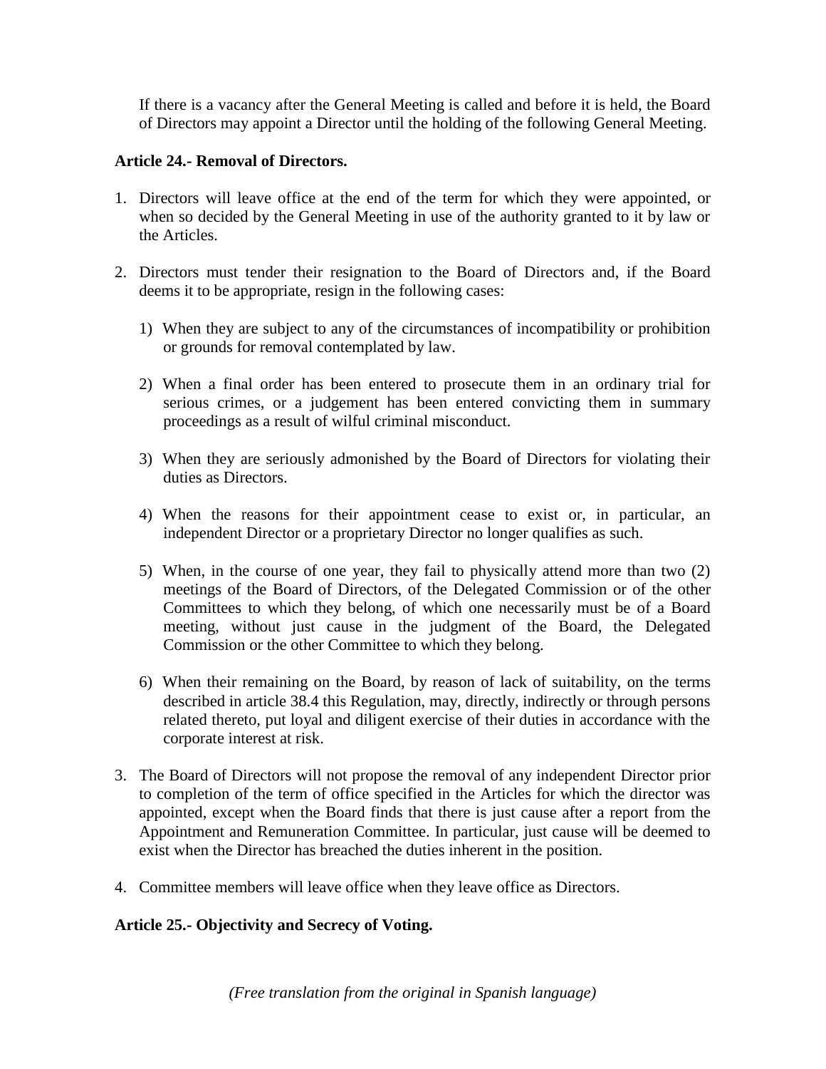If there is a vacancy after the General Meeting is called and before it is held, the Board of Directors may appoint a Director until the holding of the following General Meeting.

**Article 24.- Removal of Directors.**

1. Directors will leave office at the end of the term for which they were appointed, or when so decided by the General Meeting in use of the authority granted to it by law or the Articles.

2. Directors must tender their resignation to the Board of Directors and, if the Board deems it to be appropriate, resign in the following cases:

   1) When they are subject to any of the circumstances of incompatibility or prohibition or grounds for removal contemplated by law.

   2) When a final order has been entered to prosecute them in an ordinary trial for serious crimes, or a judgement has been entered convicting them in summary proceedings as a result of wilful criminal misconduct.

   3) When they are seriously admonished by the Board of Directors for violating their duties as Directors.

   4) When the reasons for their appointment cease to exist or, in particular, an independent Director or a proprietary Director no longer qualifies as such.

   5) When, in the course of one year, they fail to physically attend more than two (2) meetings of the Board of Directors, of the Delegated Commission or of the other Committees to which they belong, of which one necessarily must be of a Board meeting, without just cause in the judgment of the Board, the Delegated Commission or the other Committee to which they belong.

   6) When their remaining on the Board, by reason of lack of suitability, on the terms described in article 38.4 this Regulation, may, directly, indirectly or through persons related thereto, put loyal and diligent exercise of their duties in accordance with the corporate interest at risk.

3. The Board of Directors will not propose the removal of any independent Director prior to completion of the term of office specified in the Articles for which the director was appointed, except when the Board finds that there is just cause after a report from the Appointment and Remuneration Committee. In particular, just cause will be deemed to exist when the Director has breached the duties inherent in the position.

4. Committee members will leave office when they leave office as Directors.

**Article 25.- Objectivity and Secrecy of Voting.**

*(Free translation from the original in Spanish language)*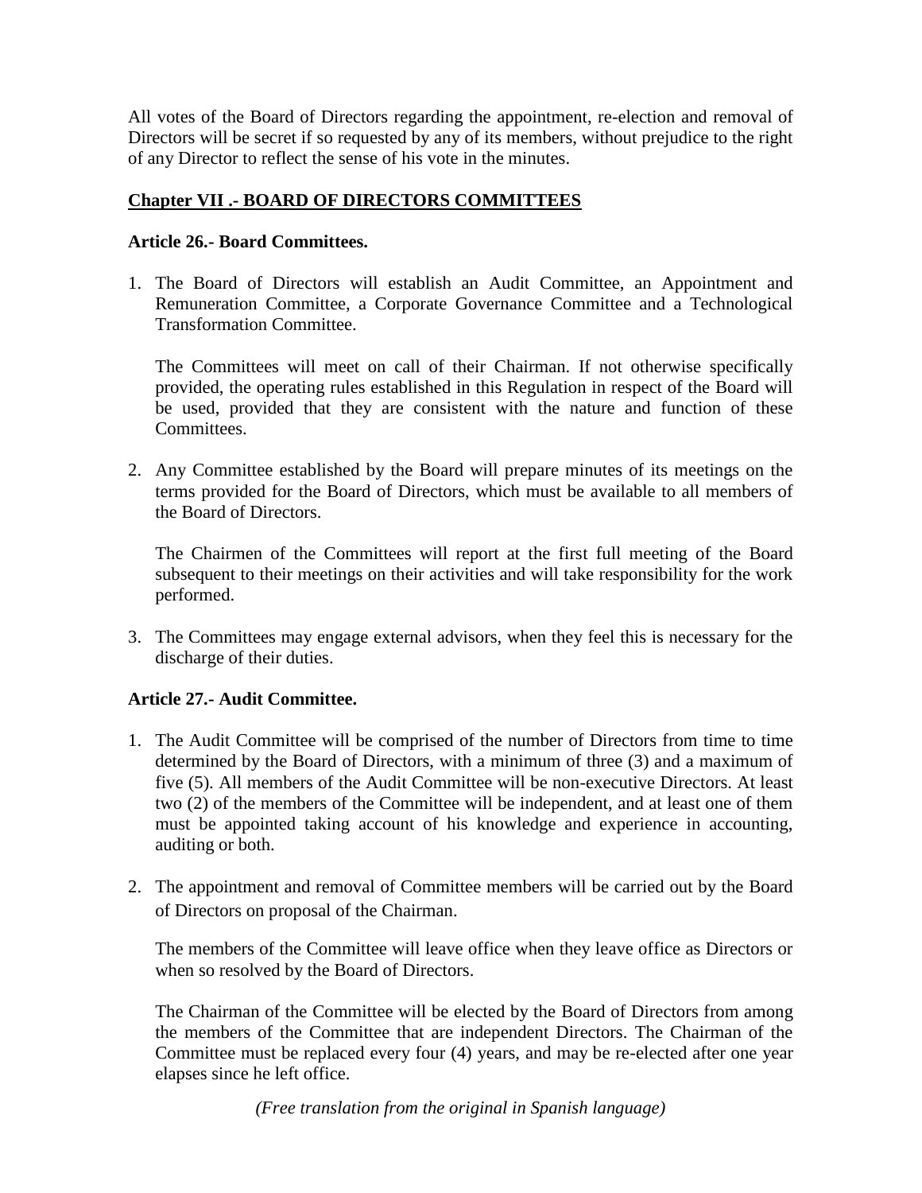All votes of the Board of Directors regarding the appointment, re-election and removal of Directors will be secret if so requested by any of its members, without prejudice to the right of any Director to reflect the sense of his vote in the minutes.

## Chapter VII .- BOARD OF DIRECTORS COMMITTEES

### Article 26.- Board Committees.

1. The Board of Directors will establish an Audit Committee, an Appointment and Remuneration Committee, a Corporate Governance Committee and a Technological Transformation Committee.

   The Committees will meet on call of their Chairman. If not otherwise specifically provided, the operating rules established in this Regulation in respect of the Board will be used, provided that they are consistent with the nature and function of these Committees.

2. Any Committee established by the Board will prepare minutes of its meetings on the terms provided for the Board of Directors, which must be available to all members of the Board of Directors.

   The Chairmen of the Committees will report at the first full meeting of the Board subsequent to their meetings on their activities and will take responsibility for the work performed.

3. The Committees may engage external advisors, when they feel this is necessary for the discharge of their duties.

### Article 27.- Audit Committee.

1. The Audit Committee will be comprised of the number of Directors from time to time determined by the Board of Directors, with a minimum of three (3) and a maximum of five (5). All members of the Audit Committee will be non-executive Directors. At least two (2) of the members of the Committee will be independent, and at least one of them must be appointed taking account of his knowledge and experience in accounting, auditing or both.

2. The appointment and removal of Committee members will be carried out by the Board of Directors on proposal of the Chairman.

   The members of the Committee will leave office when they leave office as Directors or when so resolved by the Board of Directors.

   The Chairman of the Committee will be elected by the Board of Directors from among the members of the Committee that are independent Directors. The Chairman of the Committee must be replaced every four (4) years, and may be re-elected after one year elapses since he left office.

*(Free translation from the original in Spanish language)*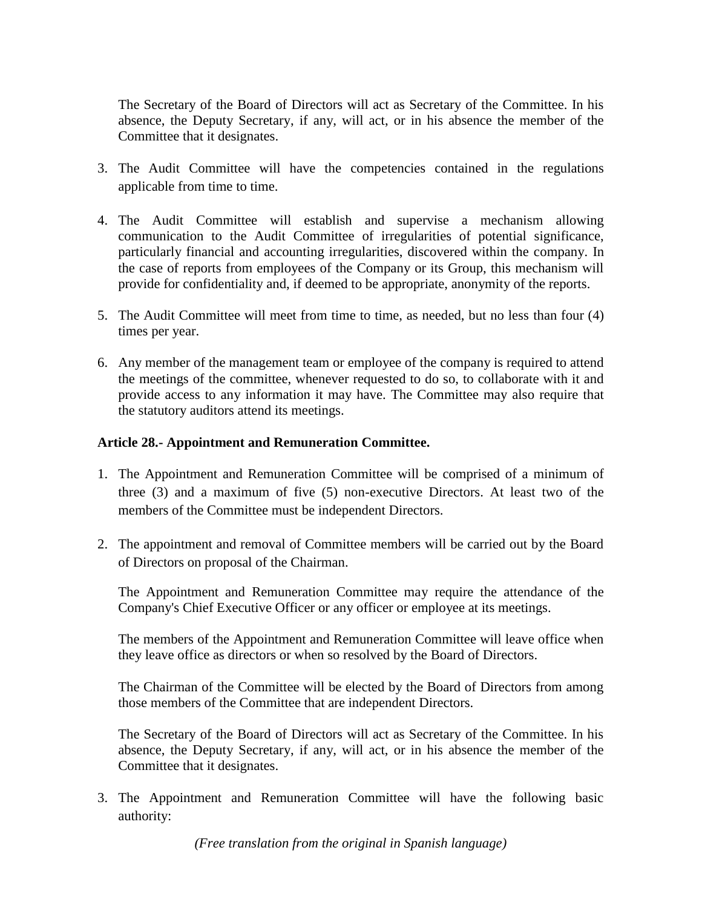The Secretary of the Board of Directors will act as Secretary of the Committee. In his absence, the Deputy Secretary, if any, will act, or in his absence the member of the Committee that it designates.

3. The Audit Committee will have the competencies contained in the regulations applicable from time to time.

4. The Audit Committee will establish and supervise a mechanism allowing communication to the Audit Committee of irregularities of potential significance, particularly financial and accounting irregularities, discovered within the company. In the case of reports from employees of the Company or its Group, this mechanism will provide for confidentiality and, if deemed to be appropriate, anonymity of the reports.

5. The Audit Committee will meet from time to time, as needed, but no less than four (4) times per year.

6. Any member of the management team or employee of the company is required to attend the meetings of the committee, whenever requested to do so, to collaborate with it and provide access to any information it may have. The Committee may also require that the statutory auditors attend its meetings.

**Article 28.- Appointment and Remuneration Committee.**

1. The Appointment and Remuneration Committee will be comprised of a minimum of three (3) and a maximum of five (5) non-executive Directors. At least two of the members of the Committee must be independent Directors.

2. The appointment and removal of Committee members will be carried out by the Board of Directors on proposal of the Chairman.

   The Appointment and Remuneration Committee may require the attendance of the Company's Chief Executive Officer or any officer or employee at its meetings.

   The members of the Appointment and Remuneration Committee will leave office when they leave office as directors or when so resolved by the Board of Directors.

   The Chairman of the Committee will be elected by the Board of Directors from among those members of the Committee that are independent Directors.

   The Secretary of the Board of Directors will act as Secretary of the Committee. In his absence, the Deputy Secretary, if any, will act, or in his absence the member of the Committee that it designates.

3. The Appointment and Remuneration Committee will have the following basic authority:

*(Free translation from the original in Spanish language)*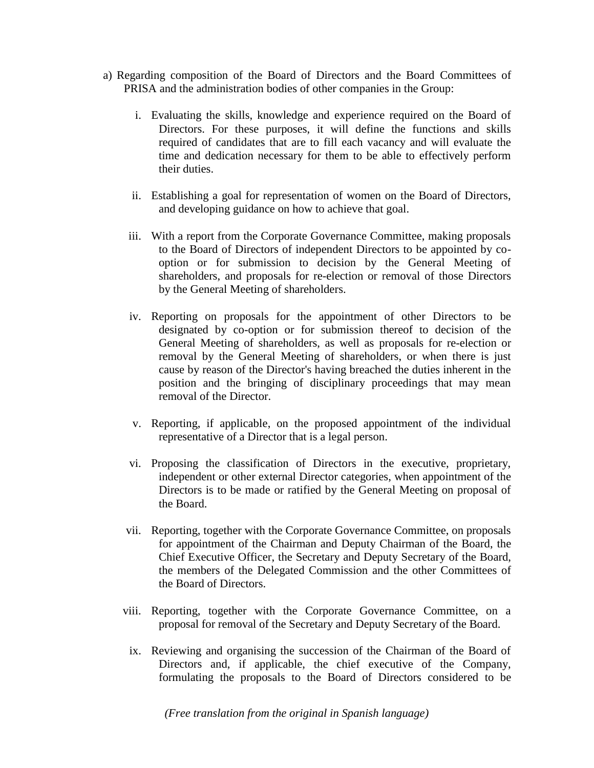a) Regarding composition of the Board of Directors and the Board Committees of PRISA and the administration bodies of other companies in the Group:

   i. Evaluating the skills, knowledge and experience required on the Board of Directors. For these purposes, it will define the functions and skills required of candidates that are to fill each vacancy and will evaluate the time and dedication necessary for them to be able to effectively perform their duties.

   ii. Establishing a goal for representation of women on the Board of Directors, and developing guidance on how to achieve that goal.

   iii. With a report from the Corporate Governance Committee, making proposals to the Board of Directors of independent Directors to be appointed by co-option or for submission to decision by the General Meeting of shareholders, and proposals for re-election or removal of those Directors by the General Meeting of shareholders.

   iv. Reporting on proposals for the appointment of other Directors to be designated by co-option or for submission thereof to decision of the General Meeting of shareholders, as well as proposals for re-election or removal by the General Meeting of shareholders, or when there is just cause by reason of the Director's having breached the duties inherent in the position and the bringing of disciplinary proceedings that may mean removal of the Director.

   v. Reporting, if applicable, on the proposed appointment of the individual representative of a Director that is a legal person.

   vi. Proposing the classification of Directors in the executive, proprietary, independent or other external Director categories, when appointment of the Directors is to be made or ratified by the General Meeting on proposal of the Board.

   vii. Reporting, together with the Corporate Governance Committee, on proposals for appointment of the Chairman and Deputy Chairman of the Board, the Chief Executive Officer, the Secretary and Deputy Secretary of the Board, the members of the Delegated Commission and the other Committees of the Board of Directors.

   viii. Reporting, together with the Corporate Governance Committee, on a proposal for removal of the Secretary and Deputy Secretary of the Board.

   ix. Reviewing and organising the succession of the Chairman of the Board of Directors and, if applicable, the chief executive of the Company, formulating the proposals to the Board of Directors considered to be

*(Free translation from the original in Spanish language)*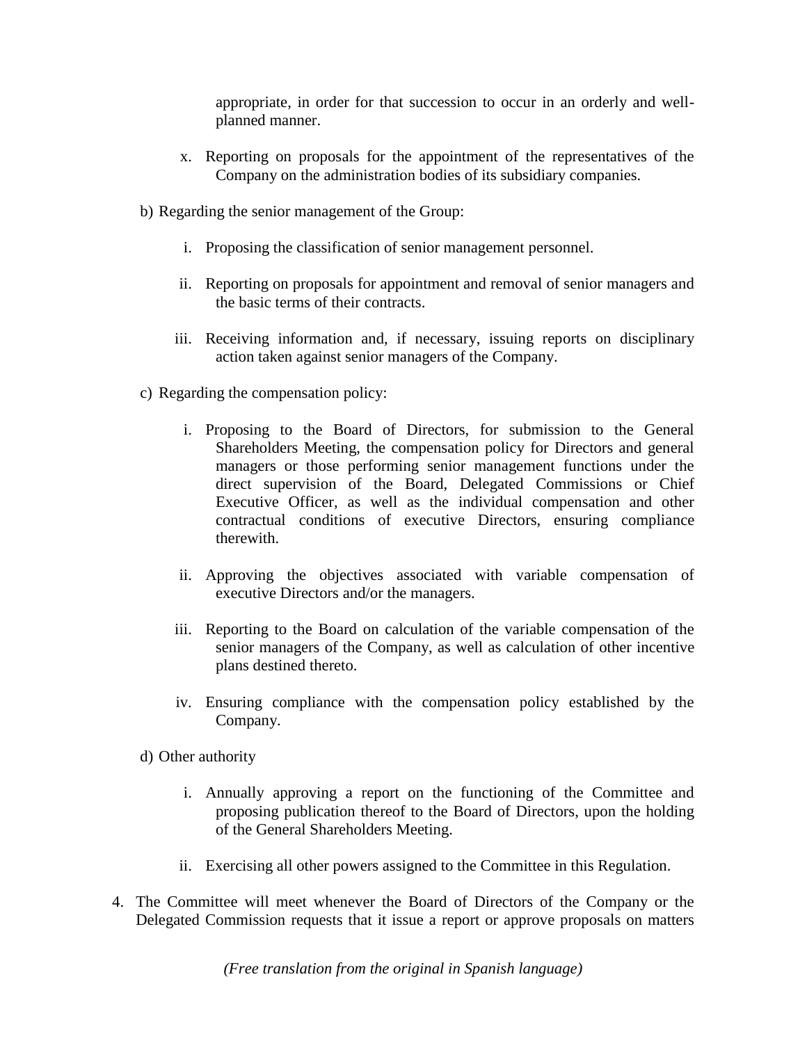appropriate, in order for that succession to occur in an orderly and well-planned manner.

x. Reporting on proposals for the appointment of the representatives of the Company on the administration bodies of its subsidiary companies.

b) Regarding the senior management of the Group:

i. Proposing the classification of senior management personnel.

ii. Reporting on proposals for appointment and removal of senior managers and the basic terms of their contracts.

iii. Receiving information and, if necessary, issuing reports on disciplinary action taken against senior managers of the Company.

c) Regarding the compensation policy:

i. Proposing to the Board of Directors, for submission to the General Shareholders Meeting, the compensation policy for Directors and general managers or those performing senior management functions under the direct supervision of the Board, Delegated Commissions or Chief Executive Officer, as well as the individual compensation and other contractual conditions of executive Directors, ensuring compliance therewith.

ii. Approving the objectives associated with variable compensation of executive Directors and/or the managers.

iii. Reporting to the Board on calculation of the variable compensation of the senior managers of the Company, as well as calculation of other incentive plans destined thereto.

iv. Ensuring compliance with the compensation policy established by the Company.

d) Other authority

i. Annually approving a report on the functioning of the Committee and proposing publication thereof to the Board of Directors, upon the holding of the General Shareholders Meeting.

ii. Exercising all other powers assigned to the Committee in this Regulation.

4. The Committee will meet whenever the Board of Directors of the Company or the Delegated Commission requests that it issue a report or approve proposals on matters

*(Free translation from the original in Spanish language)*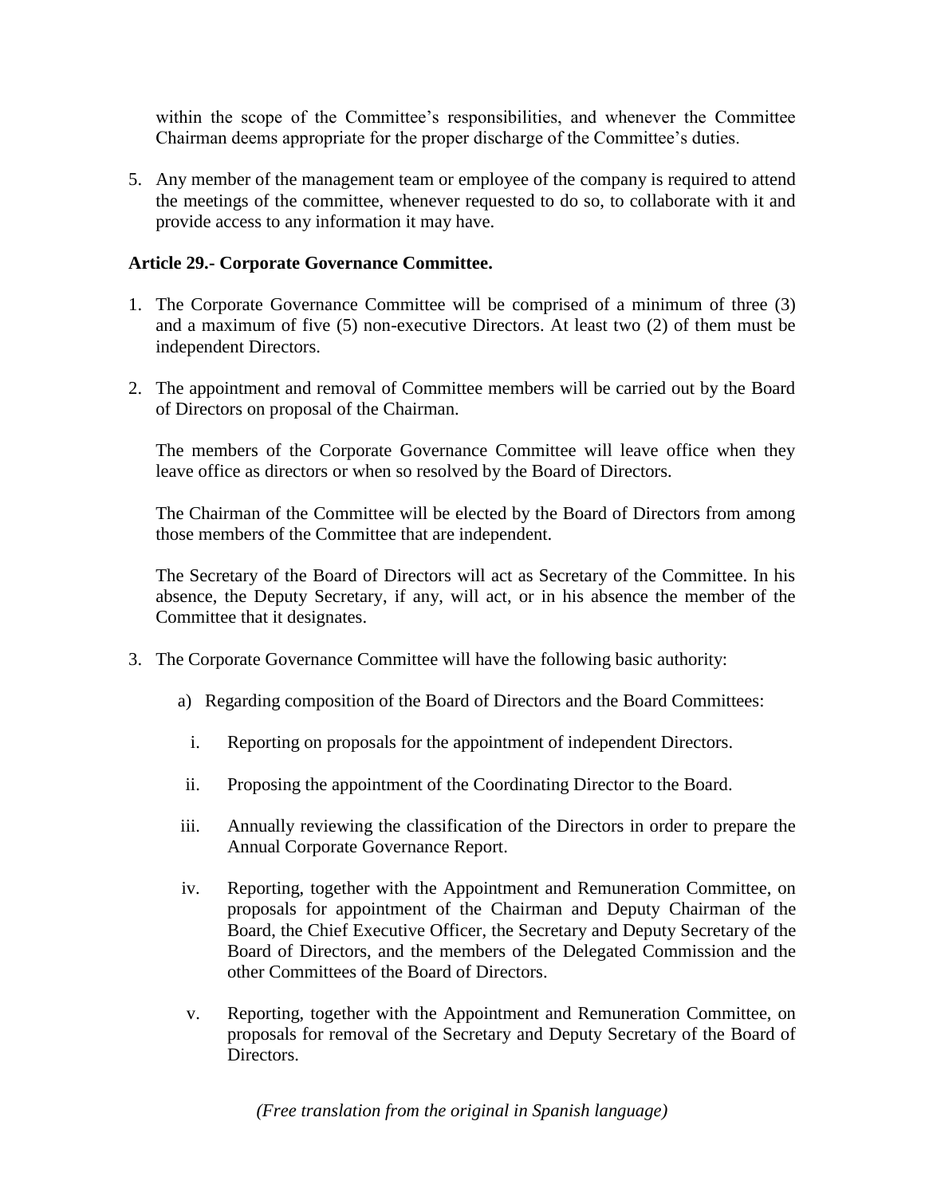within the scope of the Committee's responsibilities, and whenever the Committee Chairman deems appropriate for the proper discharge of the Committee's duties.

5. Any member of the management team or employee of the company is required to attend the meetings of the committee, whenever requested to do so, to collaborate with it and provide access to any information it may have.

**Article 29.- Corporate Governance Committee.**

1. The Corporate Governance Committee will be comprised of a minimum of three (3) and a maximum of five (5) non-executive Directors. At least two (2) of them must be independent Directors.

2. The appointment and removal of Committee members will be carried out by the Board of Directors on proposal of the Chairman.

   The members of the Corporate Governance Committee will leave office when they leave office as directors or when so resolved by the Board of Directors.

   The Chairman of the Committee will be elected by the Board of Directors from among those members of the Committee that are independent.

   The Secretary of the Board of Directors will act as Secretary of the Committee. In his absence, the Deputy Secretary, if any, will act, or in his absence the member of the Committee that it designates.

3. The Corporate Governance Committee will have the following basic authority:

   a) Regarding composition of the Board of Directors and the Board Committees:

      i. Reporting on proposals for the appointment of independent Directors.

      ii. Proposing the appointment of the Coordinating Director to the Board.

      iii. Annually reviewing the classification of the Directors in order to prepare the Annual Corporate Governance Report.

      iv. Reporting, together with the Appointment and Remuneration Committee, on proposals for appointment of the Chairman and Deputy Chairman of the Board, the Chief Executive Officer, the Secretary and Deputy Secretary of the Board of Directors, and the members of the Delegated Commission and the other Committees of the Board of Directors.

      v. Reporting, together with the Appointment and Remuneration Committee, on proposals for removal of the Secretary and Deputy Secretary of the Board of Directors.

*(Free translation from the original in Spanish language)*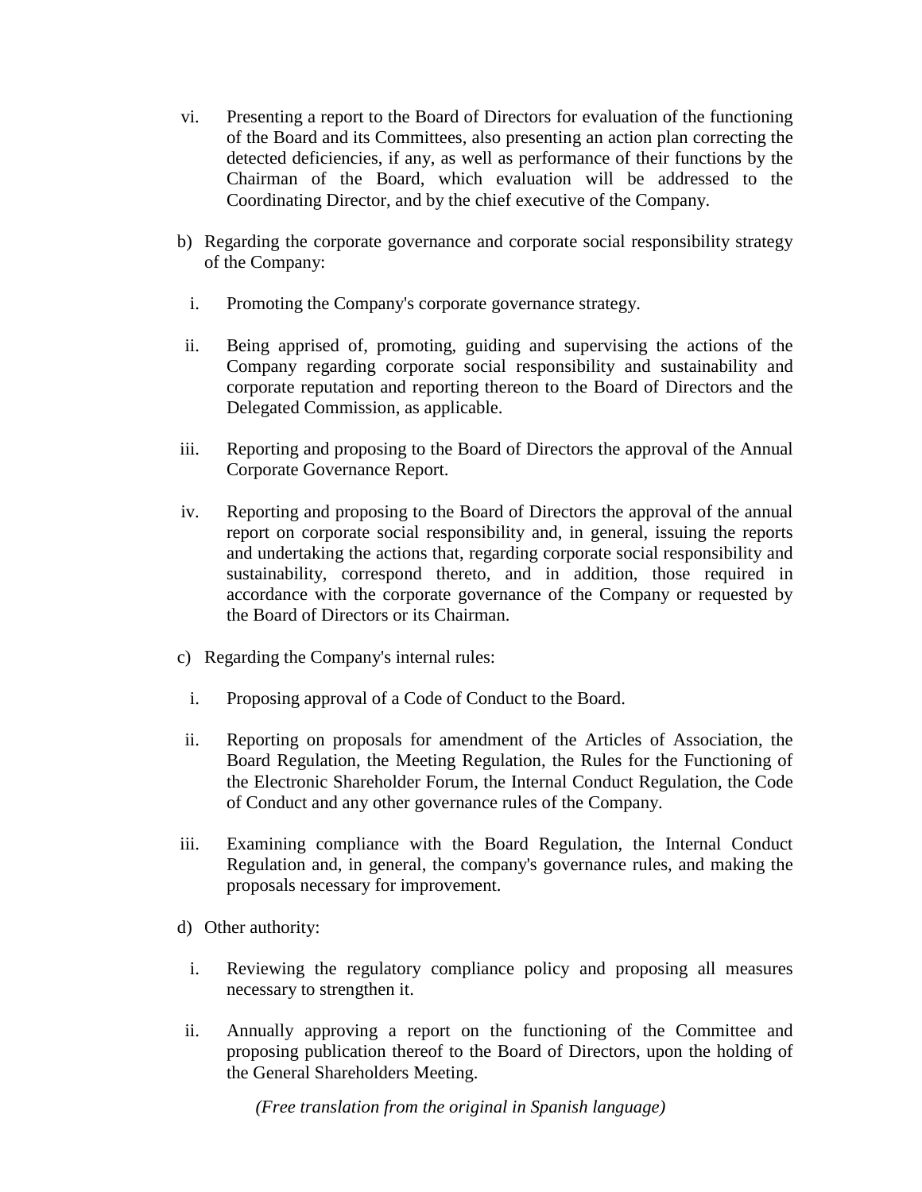vi. Presenting a report to the Board of Directors for evaluation of the functioning of the Board and its Committees, also presenting an action plan correcting the detected deficiencies, if any, as well as performance of their functions by the Chairman of the Board, which evaluation will be addressed to the Coordinating Director, and by the chief executive of the Company.

b) Regarding the corporate governance and corporate social responsibility strategy of the Company:

i. Promoting the Company's corporate governance strategy.

ii. Being apprised of, promoting, guiding and supervising the actions of the Company regarding corporate social responsibility and sustainability and corporate reputation and reporting thereon to the Board of Directors and the Delegated Commission, as applicable.

iii. Reporting and proposing to the Board of Directors the approval of the Annual Corporate Governance Report.

iv. Reporting and proposing to the Board of Directors the approval of the annual report on corporate social responsibility and, in general, issuing the reports and undertaking the actions that, regarding corporate social responsibility and sustainability, correspond thereto, and in addition, those required in accordance with the corporate governance of the Company or requested by the Board of Directors or its Chairman.

c) Regarding the Company's internal rules:

i. Proposing approval of a Code of Conduct to the Board.

ii. Reporting on proposals for amendment of the Articles of Association, the Board Regulation, the Meeting Regulation, the Rules for the Functioning of the Electronic Shareholder Forum, the Internal Conduct Regulation, the Code of Conduct and any other governance rules of the Company.

iii. Examining compliance with the Board Regulation, the Internal Conduct Regulation and, in general, the company's governance rules, and making the proposals necessary for improvement.

d) Other authority:

i. Reviewing the regulatory compliance policy and proposing all measures necessary to strengthen it.

ii. Annually approving a report on the functioning of the Committee and proposing publication thereof to the Board of Directors, upon the holding of the General Shareholders Meeting.

*(Free translation from the original in Spanish language)*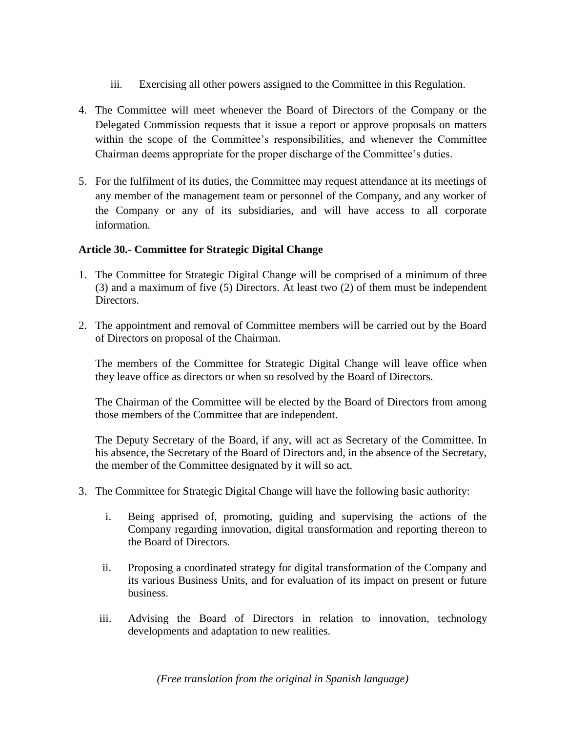iii. Exercising all other powers assigned to the Committee in this Regulation.

4. The Committee will meet whenever the Board of Directors of the Company or the Delegated Commission requests that it issue a report or approve proposals on matters within the scope of the Committee's responsibilities, and whenever the Committee Chairman deems appropriate for the proper discharge of the Committee's duties.

5. For the fulfilment of its duties, the Committee may request attendance at its meetings of any member of the management team or personnel of the Company, and any worker of the Company or any of its subsidiaries, and will have access to all corporate information.

**Article 30.- Committee for Strategic Digital Change**

1. The Committee for Strategic Digital Change will be comprised of a minimum of three (3) and a maximum of five (5) Directors. At least two (2) of them must be independent Directors.

2. The appointment and removal of Committee members will be carried out by the Board of Directors on proposal of the Chairman.

   The members of the Committee for Strategic Digital Change will leave office when they leave office as directors or when so resolved by the Board of Directors.

   The Chairman of the Committee will be elected by the Board of Directors from among those members of the Committee that are independent.

   The Deputy Secretary of the Board, if any, will act as Secretary of the Committee. In his absence, the Secretary of the Board of Directors and, in the absence of the Secretary, the member of the Committee designated by it will so act.

3. The Committee for Strategic Digital Change will have the following basic authority:

   i. Being apprised of, promoting, guiding and supervising the actions of the Company regarding innovation, digital transformation and reporting thereon to the Board of Directors.

   ii. Proposing a coordinated strategy for digital transformation of the Company and its various Business Units, and for evaluation of its impact on present or future business.

   iii. Advising the Board of Directors in relation to innovation, technology developments and adaptation to new realities.

*(Free translation from the original in Spanish language)*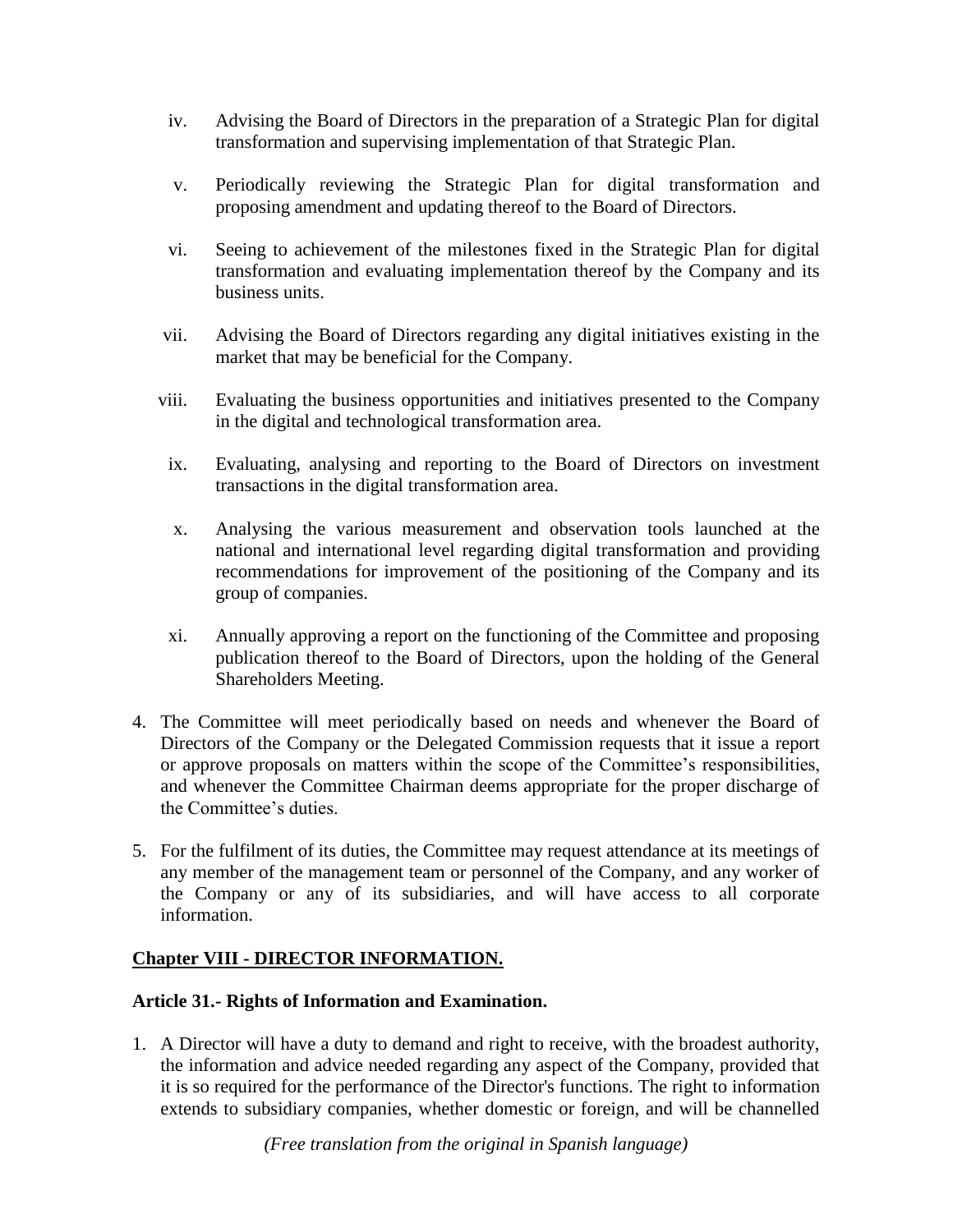iv. Advising the Board of Directors in the preparation of a Strategic Plan for digital transformation and supervising implementation of that Strategic Plan.

v. Periodically reviewing the Strategic Plan for digital transformation and proposing amendment and updating thereof to the Board of Directors.

vi. Seeing to achievement of the milestones fixed in the Strategic Plan for digital transformation and evaluating implementation thereof by the Company and its business units.

vii. Advising the Board of Directors regarding any digital initiatives existing in the market that may be beneficial for the Company.

viii. Evaluating the business opportunities and initiatives presented to the Company in the digital and technological transformation area.

ix. Evaluating, analysing and reporting to the Board of Directors on investment transactions in the digital transformation area.

x. Analysing the various measurement and observation tools launched at the national and international level regarding digital transformation and providing recommendations for improvement of the positioning of the Company and its group of companies.

xi. Annually approving a report on the functioning of the Committee and proposing publication thereof to the Board of Directors, upon the holding of the General Shareholders Meeting.

4. The Committee will meet periodically based on needs and whenever the Board of Directors of the Company or the Delegated Commission requests that it issue a report or approve proposals on matters within the scope of the Committee's responsibilities, and whenever the Committee Chairman deems appropriate for the proper discharge of the Committee's duties.

5. For the fulfilment of its duties, the Committee may request attendance at its meetings of any member of the management team or personnel of the Company, and any worker of the Company or any of its subsidiaries, and will have access to all corporate information.

## Chapter VIII - DIRECTOR INFORMATION.

### Article 31.- Rights of Information and Examination.

1. A Director will have a duty to demand and right to receive, with the broadest authority, the information and advice needed regarding any aspect of the Company, provided that it is so required for the performance of the Director's functions. The right to information extends to subsidiary companies, whether domestic or foreign, and will be channelled

*(Free translation from the original in Spanish language)*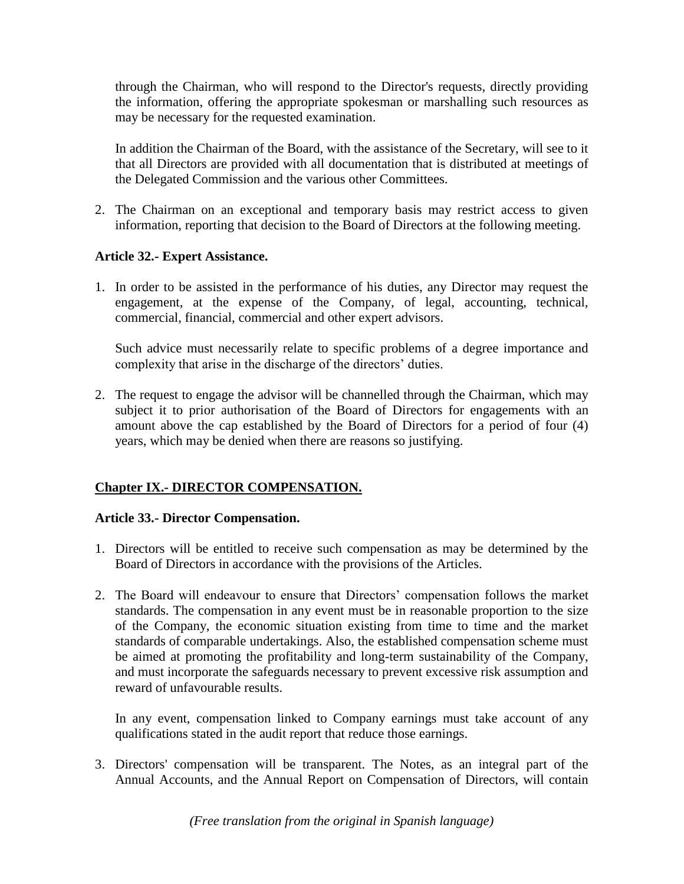through the Chairman, who will respond to the Director's requests, directly providing the information, offering the appropriate spokesman or marshalling such resources as may be necessary for the requested examination.

In addition the Chairman of the Board, with the assistance of the Secretary, will see to it that all Directors are provided with all documentation that is distributed at meetings of the Delegated Commission and the various other Committees.

2. The Chairman on an exceptional and temporary basis may restrict access to given information, reporting that decision to the Board of Directors at the following meeting.

**Article 32.- Expert Assistance.**

1. In order to be assisted in the performance of his duties, any Director may request the engagement, at the expense of the Company, of legal, accounting, technical, commercial, financial, commercial and other expert advisors.

   Such advice must necessarily relate to specific problems of a degree importance and complexity that arise in the discharge of the directors' duties.

2. The request to engage the advisor will be channelled through the Chairman, which may subject it to prior authorisation of the Board of Directors for engagements with an amount above the cap established by the Board of Directors for a period of four (4) years, which may be denied when there are reasons so justifying.

## Chapter IX.- DIRECTOR COMPENSATION.

**Article 33.- Director Compensation.**

1. Directors will be entitled to receive such compensation as may be determined by the Board of Directors in accordance with the provisions of the Articles.

2. The Board will endeavour to ensure that Directors' compensation follows the market standards. The compensation in any event must be in reasonable proportion to the size of the Company, the economic situation existing from time to time and the market standards of comparable undertakings. Also, the established compensation scheme must be aimed at promoting the profitability and long-term sustainability of the Company, and must incorporate the safeguards necessary to prevent excessive risk assumption and reward of unfavourable results.

   In any event, compensation linked to Company earnings must take account of any qualifications stated in the audit report that reduce those earnings.

3. Directors' compensation will be transparent. The Notes, as an integral part of the Annual Accounts, and the Annual Report on Compensation of Directors, will contain

*(Free translation from the original in Spanish language)*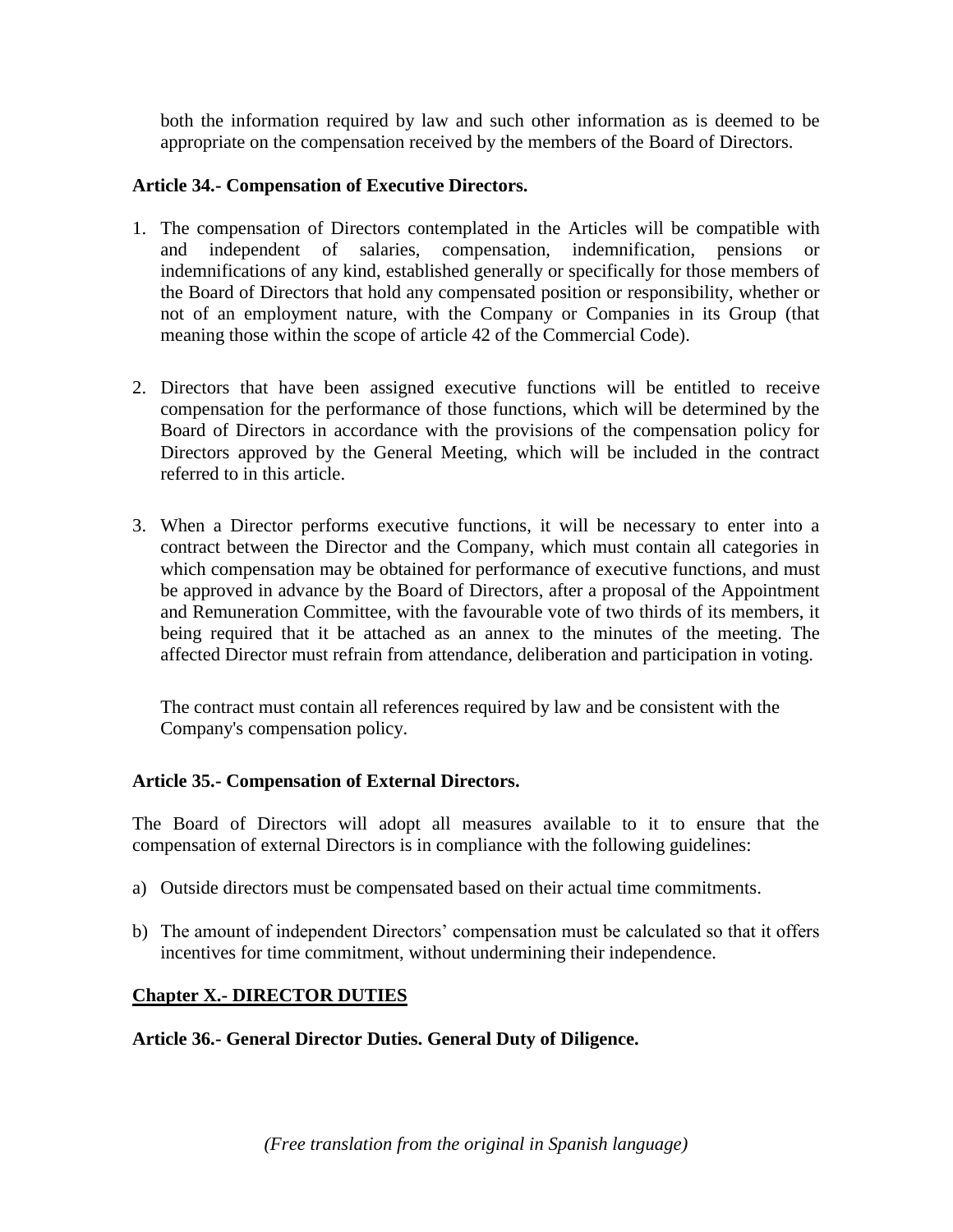both the information required by law and such other information as is deemed to be appropriate on the compensation received by the members of the Board of Directors.

**Article 34.- Compensation of Executive Directors.**

1. The compensation of Directors contemplated in the Articles will be compatible with and independent of salaries, compensation, indemnification, pensions or indemnifications of any kind, established generally or specifically for those members of the Board of Directors that hold any compensated position or responsibility, whether or not of an employment nature, with the Company or Companies in its Group (that meaning those within the scope of article 42 of the Commercial Code).

2. Directors that have been assigned executive functions will be entitled to receive compensation for the performance of those functions, which will be determined by the Board of Directors in accordance with the provisions of the compensation policy for Directors approved by the General Meeting, which will be included in the contract referred to in this article.

3. When a Director performs executive functions, it will be necessary to enter into a contract between the Director and the Company, which must contain all categories in which compensation may be obtained for performance of executive functions, and must be approved in advance by the Board of Directors, after a proposal of the Appointment and Remuneration Committee, with the favourable vote of two thirds of its members, it being required that it be attached as an annex to the minutes of the meeting. The affected Director must refrain from attendance, deliberation and participation in voting.

   The contract must contain all references required by law and be consistent with the Company's compensation policy.

**Article 35.- Compensation of External Directors.**

The Board of Directors will adopt all measures available to it to ensure that the compensation of external Directors is in compliance with the following guidelines:

a) Outside directors must be compensated based on their actual time commitments.

b) The amount of independent Directors' compensation must be calculated so that it offers incentives for time commitment, without undermining their independence.

## Chapter X.- DIRECTOR DUTIES

**Article 36.- General Director Duties. General Duty of Diligence.**

*(Free translation from the original in Spanish language)*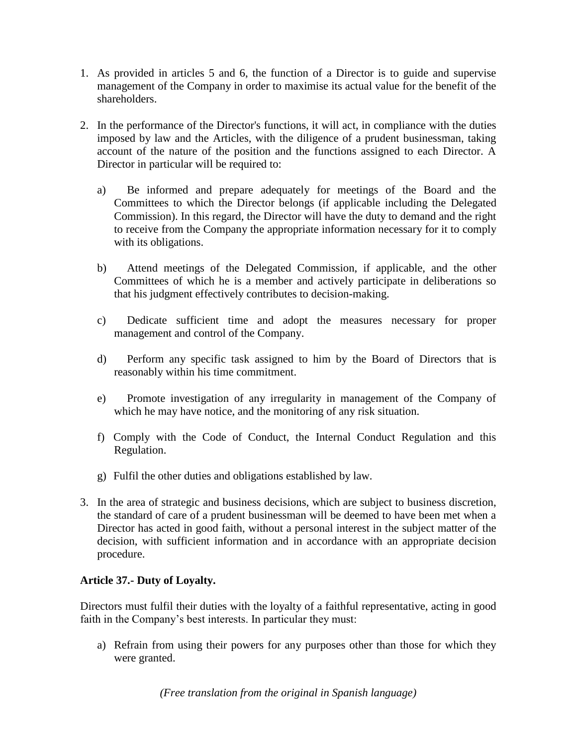1. As provided in articles 5 and 6, the function of a Director is to guide and supervise management of the Company in order to maximise its actual value for the benefit of the shareholders.

2. In the performance of the Director's functions, it will act, in compliance with the duties imposed by law and the Articles, with the diligence of a prudent businessman, taking account of the nature of the position and the functions assigned to each Director. A Director in particular will be required to:

   a) Be informed and prepare adequately for meetings of the Board and the Committees to which the Director belongs (if applicable including the Delegated Commission). In this regard, the Director will have the duty to demand and the right to receive from the Company the appropriate information necessary for it to comply with its obligations.

   b) Attend meetings of the Delegated Commission, if applicable, and the other Committees of which he is a member and actively participate in deliberations so that his judgment effectively contributes to decision-making.

   c) Dedicate sufficient time and adopt the measures necessary for proper management and control of the Company.

   d) Perform any specific task assigned to him by the Board of Directors that is reasonably within his time commitment.

   e) Promote investigation of any irregularity in management of the Company of which he may have notice, and the monitoring of any risk situation.

   f) Comply with the Code of Conduct, the Internal Conduct Regulation and this Regulation.

   g) Fulfil the other duties and obligations established by law.

3. In the area of strategic and business decisions, which are subject to business discretion, the standard of care of a prudent businessman will be deemed to have been met when a Director has acted in good faith, without a personal interest in the subject matter of the decision, with sufficient information and in accordance with an appropriate decision procedure.

**Article 37.- Duty of Loyalty.**

Directors must fulfil their duties with the loyalty of a faithful representative, acting in good faith in the Company's best interests. In particular they must:

a) Refrain from using their powers for any purposes other than those for which they were granted.

*(Free translation from the original in Spanish language)*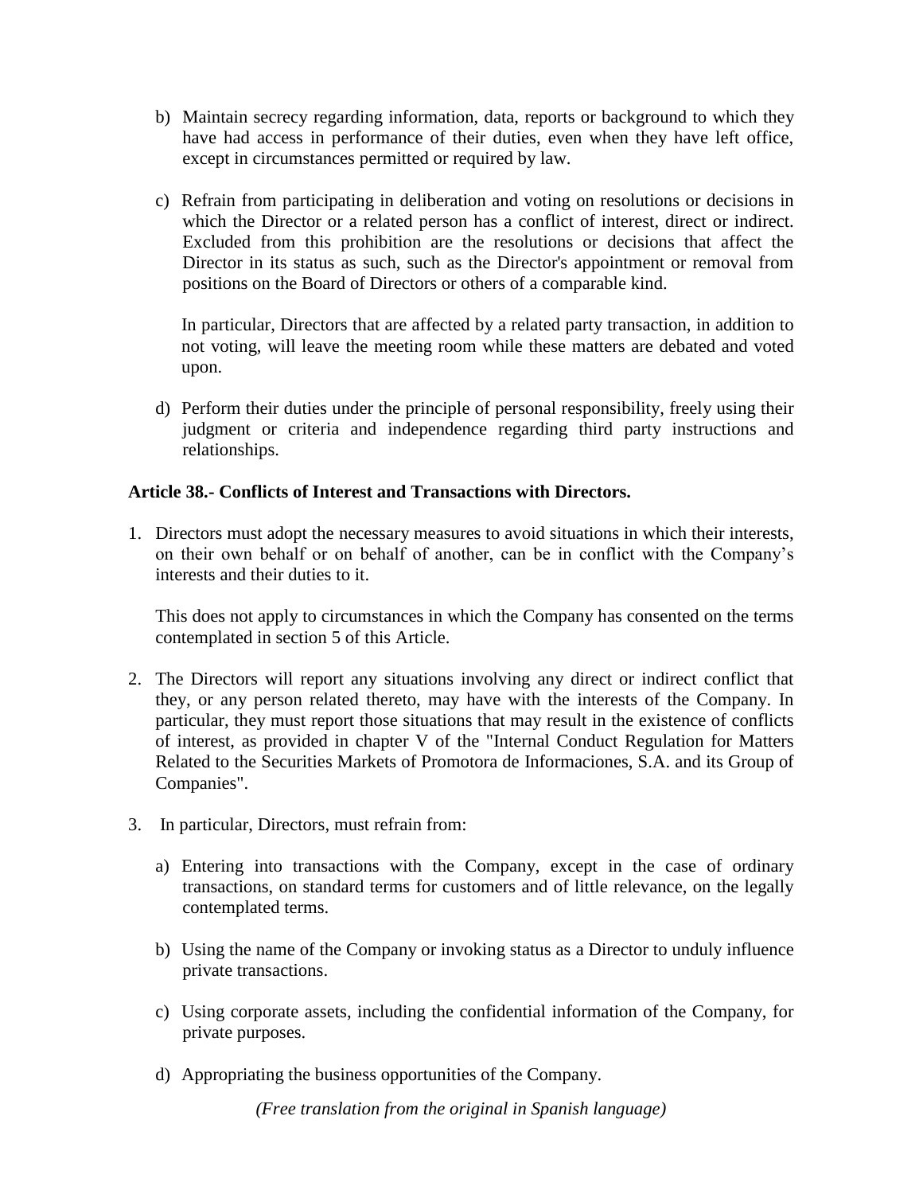b) Maintain secrecy regarding information, data, reports or background to which they have had access in performance of their duties, even when they have left office, except in circumstances permitted or required by law.

c) Refrain from participating in deliberation and voting on resolutions or decisions in which the Director or a related person has a conflict of interest, direct or indirect. Excluded from this prohibition are the resolutions or decisions that affect the Director in its status as such, such as the Director's appointment or removal from positions on the Board of Directors or others of a comparable kind.

   In particular, Directors that are affected by a related party transaction, in addition to not voting, will leave the meeting room while these matters are debated and voted upon.

d) Perform their duties under the principle of personal responsibility, freely using their judgment or criteria and independence regarding third party instructions and relationships.

**Article 38.- Conflicts of Interest and Transactions with Directors.**

1. Directors must adopt the necessary measures to avoid situations in which their interests, on their own behalf or on behalf of another, can be in conflict with the Company's interests and their duties to it.

   This does not apply to circumstances in which the Company has consented on the terms contemplated in section 5 of this Article.

2. The Directors will report any situations involving any direct or indirect conflict that they, or any person related thereto, may have with the interests of the Company. In particular, they must report those situations that may result in the existence of conflicts of interest, as provided in chapter V of the "Internal Conduct Regulation for Matters Related to the Securities Markets of Promotora de Informaciones, S.A. and its Group of Companies".

3. In particular, Directors, must refrain from:

   a) Entering into transactions with the Company, except in the case of ordinary transactions, on standard terms for customers and of little relevance, on the legally contemplated terms.

   b) Using the name of the Company or invoking status as a Director to unduly influence private transactions.

   c) Using corporate assets, including the confidential information of the Company, for private purposes.

   d) Appropriating the business opportunities of the Company.

*(Free translation from the original in Spanish language)*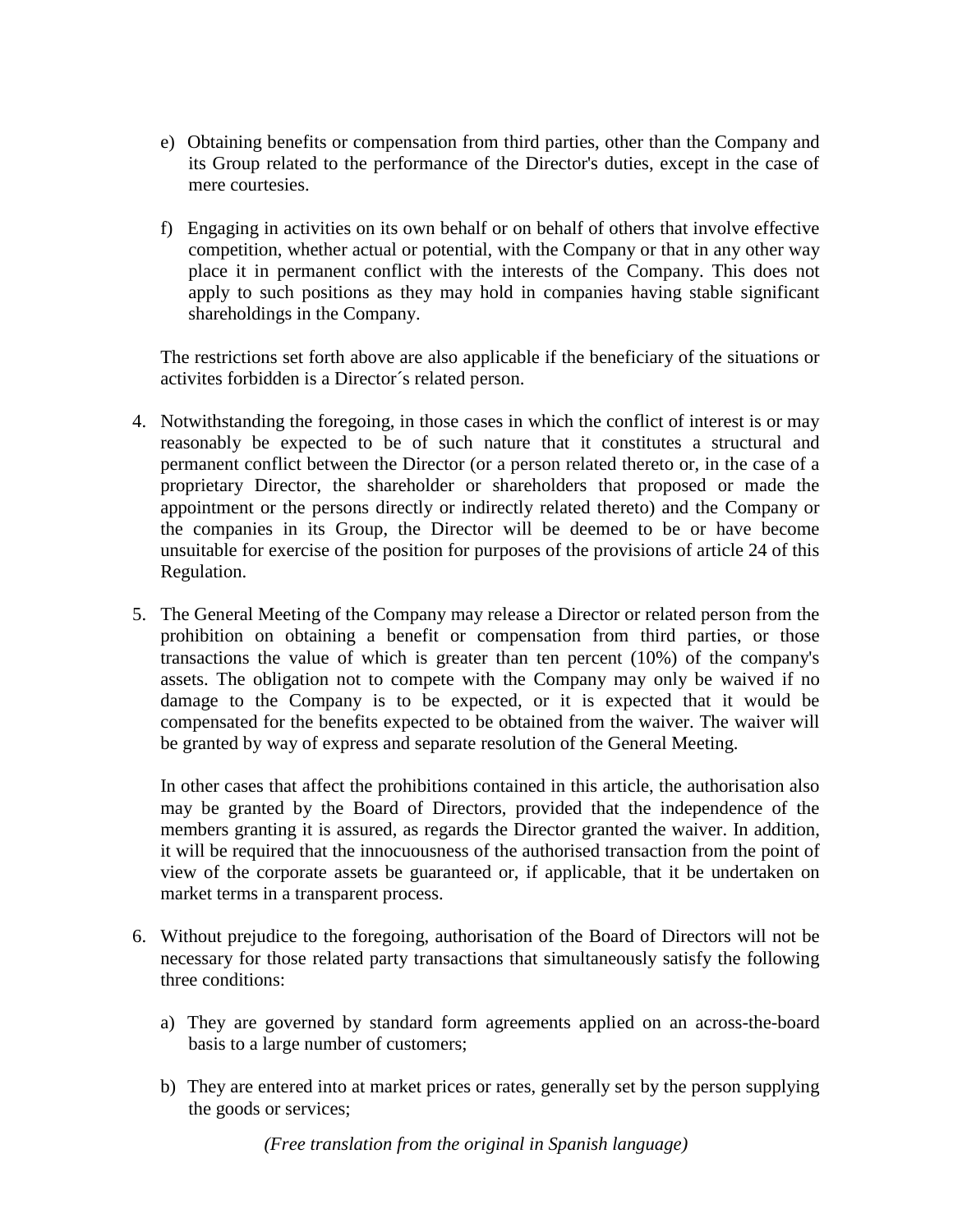e) Obtaining benefits or compensation from third parties, other than the Company and its Group related to the performance of the Director's duties, except in the case of mere courtesies.

f) Engaging in activities on its own behalf or on behalf of others that involve effective competition, whether actual or potential, with the Company or that in any other way place it in permanent conflict with the interests of the Company. This does not apply to such positions as they may hold in companies having stable significant shareholdings in the Company.

The restrictions set forth above are also applicable if the beneficiary of the situations or activites forbidden is a Director´s related person.

4. Notwithstanding the foregoing, in those cases in which the conflict of interest is or may reasonably be expected to be of such nature that it constitutes a structural and permanent conflict between the Director (or a person related thereto or, in the case of a proprietary Director, the shareholder or shareholders that proposed or made the appointment or the persons directly or indirectly related thereto) and the Company or the companies in its Group, the Director will be deemed to be or have become unsuitable for exercise of the position for purposes of the provisions of article 24 of this Regulation.

5. The General Meeting of the Company may release a Director or related person from the prohibition on obtaining a benefit or compensation from third parties, or those transactions the value of which is greater than ten percent (10%) of the company's assets. The obligation not to compete with the Company may only be waived if no damage to the Company is to be expected, or it is expected that it would be compensated for the benefits expected to be obtained from the waiver. The waiver will be granted by way of express and separate resolution of the General Meeting.

   In other cases that affect the prohibitions contained in this article, the authorisation also may be granted by the Board of Directors, provided that the independence of the members granting it is assured, as regards the Director granted the waiver. In addition, it will be required that the innocuousness of the authorised transaction from the point of view of the corporate assets be guaranteed or, if applicable, that it be undertaken on market terms in a transparent process.

6. Without prejudice to the foregoing, authorisation of the Board of Directors will not be necessary for those related party transactions that simultaneously satisfy the following three conditions:

   a) They are governed by standard form agreements applied on an across-the-board basis to a large number of customers;

   b) They are entered into at market prices or rates, generally set by the person supplying the goods or services;

*(Free translation from the original in Spanish language)*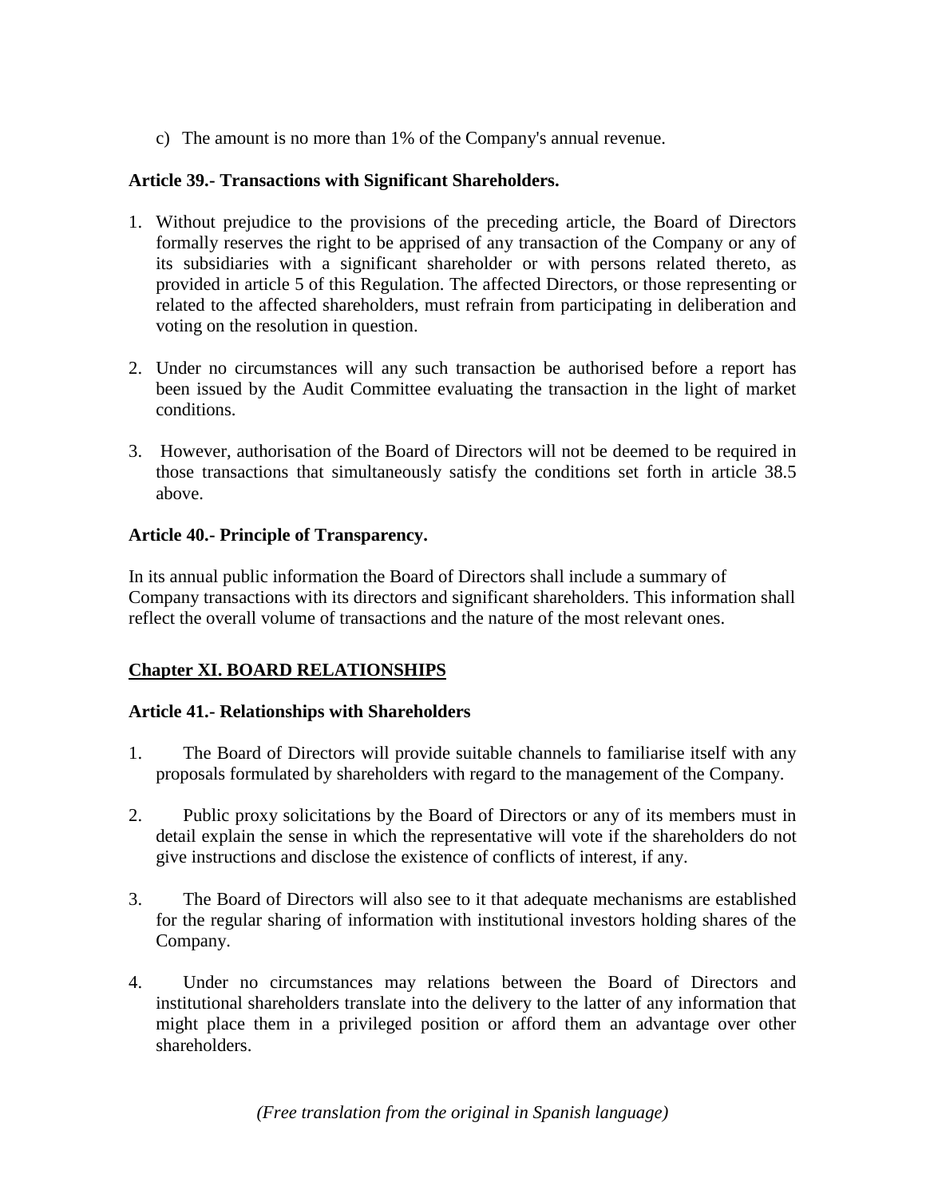c) The amount is no more than 1% of the Company's annual revenue.

**Article 39.- Transactions with Significant Shareholders.**

1. Without prejudice to the provisions of the preceding article, the Board of Directors formally reserves the right to be apprised of any transaction of the Company or any of its subsidiaries with a significant shareholder or with persons related thereto, as provided in article 5 of this Regulation. The affected Directors, or those representing or related to the affected shareholders, must refrain from participating in deliberation and voting on the resolution in question.

2. Under no circumstances will any such transaction be authorised before a report has been issued by the Audit Committee evaluating the transaction in the light of market conditions.

3. However, authorisation of the Board of Directors will not be deemed to be required in those transactions that simultaneously satisfy the conditions set forth in article 38.5 above.

**Article 40.- Principle of Transparency.**

In its annual public information the Board of Directors shall include a summary of Company transactions with its directors and significant shareholders. This information shall reflect the overall volume of transactions and the nature of the most relevant ones.

## Chapter XI. BOARD RELATIONSHIPS

**Article 41.- Relationships with Shareholders**

1. The Board of Directors will provide suitable channels to familiarise itself with any proposals formulated by shareholders with regard to the management of the Company.

2. Public proxy solicitations by the Board of Directors or any of its members must in detail explain the sense in which the representative will vote if the shareholders do not give instructions and disclose the existence of conflicts of interest, if any.

3. The Board of Directors will also see to it that adequate mechanisms are established for the regular sharing of information with institutional investors holding shares of the Company.

4. Under no circumstances may relations between the Board of Directors and institutional shareholders translate into the delivery to the latter of any information that might place them in a privileged position or afford them an advantage over other shareholders.

*(Free translation from the original in Spanish language)*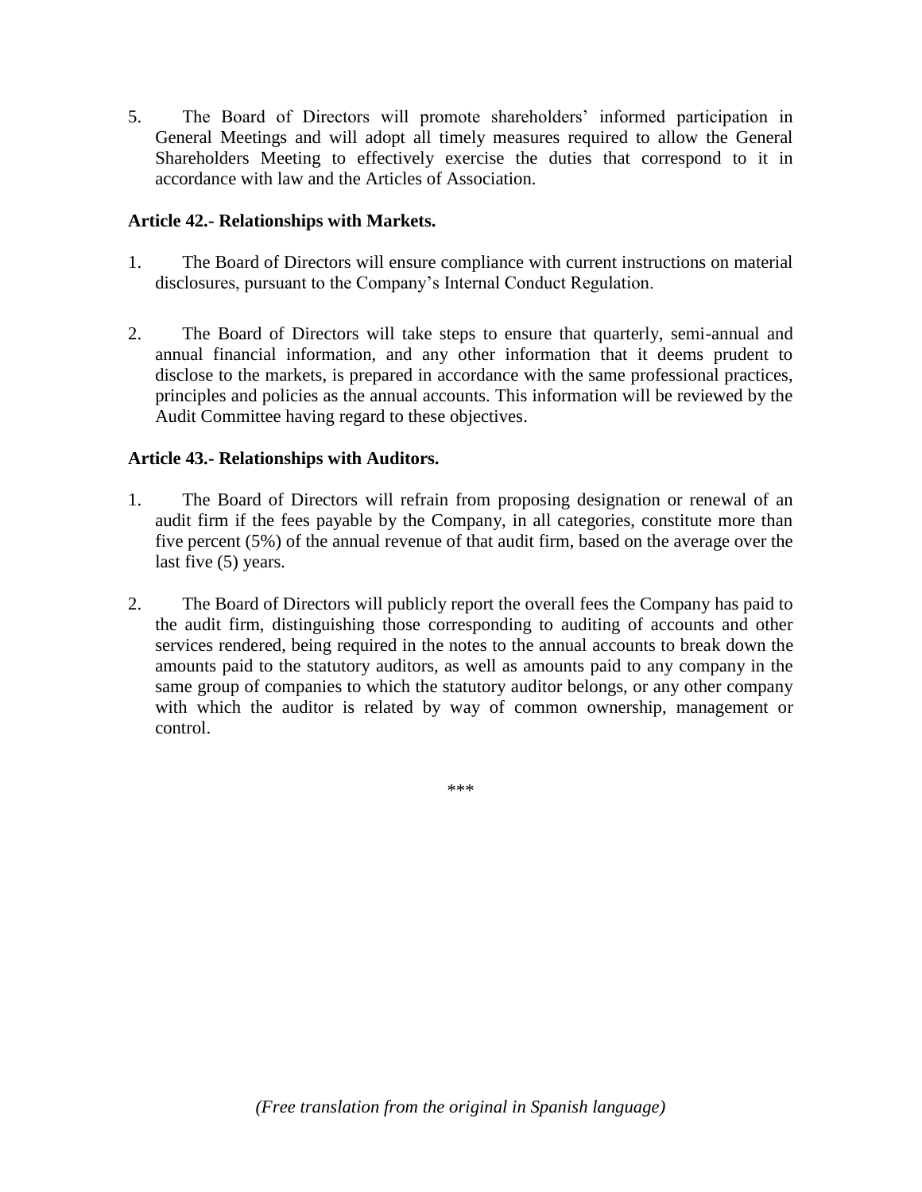5. The Board of Directors will promote shareholders' informed participation in General Meetings and will adopt all timely measures required to allow the General Shareholders Meeting to effectively exercise the duties that correspond to it in accordance with law and the Articles of Association.

**Article 42.- Relationships with Markets.**

1. The Board of Directors will ensure compliance with current instructions on material disclosures, pursuant to the Company's Internal Conduct Regulation.

2. The Board of Directors will take steps to ensure that quarterly, semi-annual and annual financial information, and any other information that it deems prudent to disclose to the markets, is prepared in accordance with the same professional practices, principles and policies as the annual accounts. This information will be reviewed by the Audit Committee having regard to these objectives.

**Article 43.- Relationships with Auditors.**

1. The Board of Directors will refrain from proposing designation or renewal of an audit firm if the fees payable by the Company, in all categories, constitute more than five percent (5%) of the annual revenue of that audit firm, based on the average over the last five (5) years.

2. The Board of Directors will publicly report the overall fees the Company has paid to the audit firm, distinguishing those corresponding to auditing of accounts and other services rendered, being required in the notes to the annual accounts to break down the amounts paid to the statutory auditors, as well as amounts paid to any company in the same group of companies to which the statutory auditor belongs, or any other company with which the auditor is related by way of common ownership, management or control.

\*\*\*

*(Free translation from the original in Spanish language)*